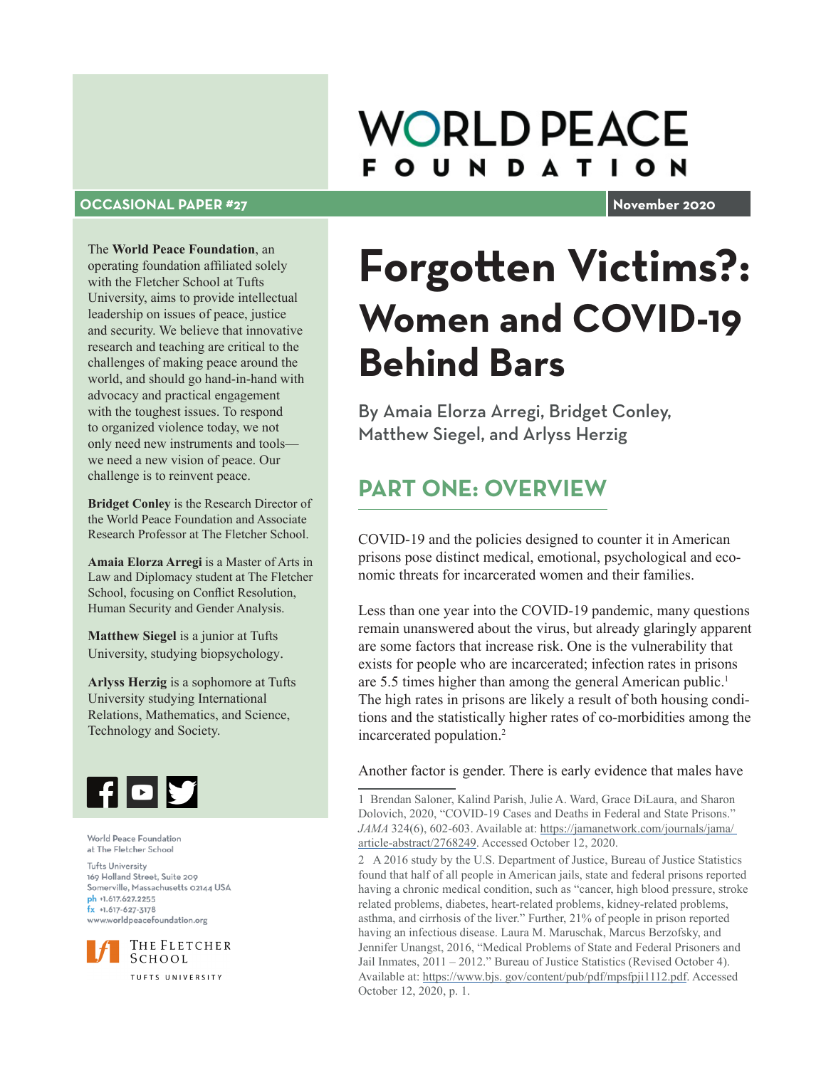# WORLD PEACE FOUNDATION

**OCCASIONAL PAPER #27**

**November 2020**

# Forgotten Victims?: Women and COVID-19 Behind Bars

By Amaia Elorza Arregi, Bridget Conley, Matthew Siegel, and Arlyss Herzig

The **World Peace Foundation**, an operating foundation affiliated solely with the Fletcher School at Tufts University, aims to provide intellectual leadership on issues of peace, justice and security. We believe that innovative research and teaching are critical to the challenges of making peace around the world, and should go hand-in-hand with advocacy and practical engagement with the toughest issues. To respond to organized violence today, we not only need new instruments and tools—we need a new vision of peace. Our challenge is to reinvent peace.

**Bridget Conley** is the Research Director of the World Peace Foundation and Associate Research Professor at The Fletcher School.

**Amaia Elorza Arregi** is a Master of Arts in Law and Diplomacy student at The Fletcher School, focusing on Conflict Resolution, Human Security and Gender Analysis.

**Matthew Siegel** is a junior at Tufts University, studying biopsychology.

**Arlyss Herzig** is a sophomore at Tufts University studying International Relations, Mathematics, and Science, Technology and Society.

World Peace Foundation
at The Fletcher School

Tufts University
169 Holland Street, Suite 209
Somerville, Massachusetts 02144 USA
ph +1.617.627.2255
fx +1.617-627-3178
www.worldpeacefoundation.org

The Fletcher School
Tufts University

## PART ONE: OVERVIEW

COVID-19 and the policies designed to counter it in American prisons pose distinct medical, emotional, psychological and economic threats for incarcerated women and their families.

Less than one year into the COVID-19 pandemic, many questions remain unanswered about the virus, but already glaringly apparent are some factors that increase risk. One is the vulnerability that exists for people who are incarcerated; infection rates in prisons are 5.5 times higher than among the general American public.[1] The high rates in prisons are likely a result of both housing conditions and the statistically higher rates of co-morbidities among the incarcerated population.[2]

Another factor is gender. There is early evidence that males have

---

1 Brendan Saloner, Kalind Parish, Julie A. Ward, Grace DiLaura, and Sharon Dolovich, 2020, "COVID-19 Cases and Deaths in Federal and State Prisons." *JAMA* 324(6), 602-603. Available at: https://jamanetwork.com/journals/jama/article-abstract/2768249. Accessed October 12, 2020.

2 A 2016 study by the U.S. Department of Justice, Bureau of Justice Statistics found that half of all people in American jails, state and federal prisons reported having a chronic medical condition, such as "cancer, high blood pressure, stroke related problems, diabetes, heart-related problems, kidney-related problems, asthma, and cirrhosis of the liver." Further, 21% of people in prison reported having an infectious disease. Laura M. Maruschak, Marcus Berzofsky, and Jennifer Unangst, 2016, "Medical Problems of State and Federal Prisoners and Jail Inmates, 2011 – 2012." Bureau of Justice Statistics (Revised October 4). Available at: https://www.bjs.gov/content/pub/pdf/mpsfpji1112.pdf. Accessed October 12, 2020, p. 1.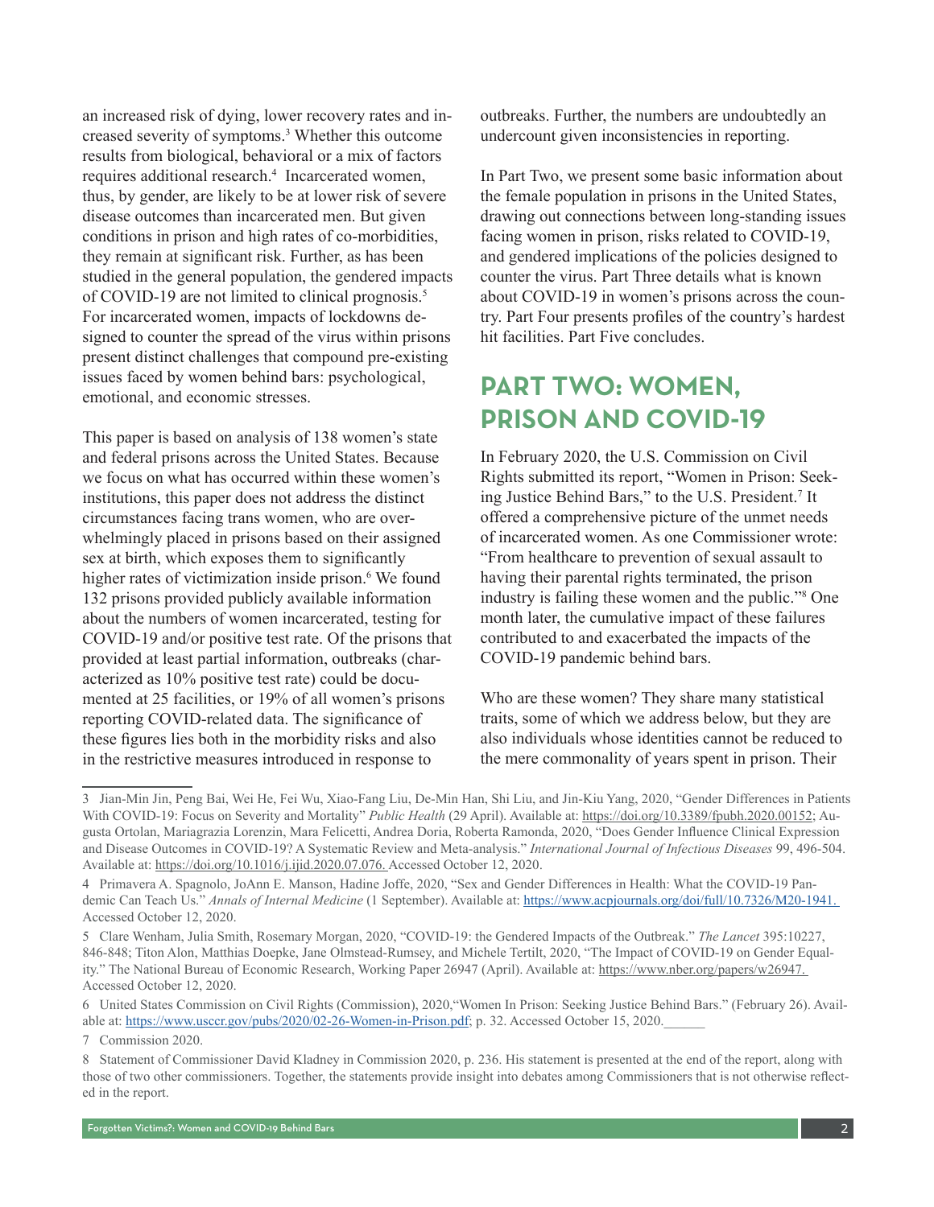an increased risk of dying, lower recovery rates and increased severity of symptoms.[3] Whether this outcome results from biological, behavioral or a mix of factors requires additional research.[4] Incarcerated women, thus, by gender, are likely to be at lower risk of severe disease outcomes than incarcerated men. But given conditions in prison and high rates of co-morbidities, they remain at significant risk. Further, as has been studied in the general population, the gendered impacts of COVID-19 are not limited to clinical prognosis.[5] For incarcerated women, impacts of lockdowns designed to counter the spread of the virus within prisons present distinct challenges that compound pre-existing issues faced by women behind bars: psychological, emotional, and economic stresses.

This paper is based on analysis of 138 women's state and federal prisons across the United States. Because we focus on what has occurred within these women's institutions, this paper does not address the distinct circumstances facing trans women, who are overwhelmingly placed in prisons based on their assigned sex at birth, which exposes them to significantly higher rates of victimization inside prison.[6] We found 132 prisons provided publicly available information about the numbers of women incarcerated, testing for COVID-19 and/or positive test rate. Of the prisons that provided at least partial information, outbreaks (characterized as 10% positive test rate) could be documented at 25 facilities, or 19% of all women's prisons reporting COVID-related data. The significance of these figures lies both in the morbidity risks and also in the restrictive measures introduced in response to outbreaks. Further, the numbers are undoubtedly an undercount given inconsistencies in reporting.

In Part Two, we present some basic information about the female population in prisons in the United States, drawing out connections between long-standing issues facing women in prison, risks related to COVID-19, and gendered implications of the policies designed to counter the virus. Part Three details what is known about COVID-19 in women's prisons across the country. Part Four presents profiles of the country's hardest hit facilities. Part Five concludes.

## PART TWO: WOMEN, PRISON AND COVID-19

In February 2020, the U.S. Commission on Civil Rights submitted its report, "Women in Prison: Seeking Justice Behind Bars," to the U.S. President.[7] It offered a comprehensive picture of the unmet needs of incarcerated women. As one Commissioner wrote: "From healthcare to prevention of sexual assault to having their parental rights terminated, the prison industry is failing these women and the public."[8] One month later, the cumulative impact of these failures contributed to and exacerbated the impacts of the COVID-19 pandemic behind bars.

Who are these women? They share many statistical traits, some of which we address below, but they are also individuals whose identities cannot be reduced to the mere commonality of years spent in prison. Their

---

3 Jian-Min Jin, Peng Bai, Wei He, Fei Wu, Xiao-Fang Liu, De-Min Han, Shi Liu, and Jin-Kiu Yang, 2020, "Gender Differences in Patients With COVID-19: Focus on Severity and Mortality" *Public Health* (29 April). Available at: https://doi.org/10.3389/fpubh.2020.00152; Augusta Ortolan, Mariagrazia Lorenzin, Mara Felicetti, Andrea Doria, Roberta Ramonda, 2020, "Does Gender Influence Clinical Expression and Disease Outcomes in COVID-19? A Systematic Review and Meta-analysis." *International Journal of Infectious Diseases* 99, 496-504. Available at: https://doi.org/10.1016/j.ijid.2020.07.076. Accessed October 12, 2020.

4 Primavera A. Spagnolo, JoAnn E. Manson, Hadine Joffe, 2020, "Sex and Gender Differences in Health: What the COVID-19 Pandemic Can Teach Us." *Annals of Internal Medicine* (1 September). Available at: https://www.acpjournals.org/doi/full/10.7326/M20-1941. Accessed October 12, 2020.

5 Clare Wenham, Julia Smith, Rosemary Morgan, 2020, "COVID-19: the Gendered Impacts of the Outbreak." *The Lancet* 395:10227, 846-848; Titon Alon, Matthias Doepke, Jane Olmstead-Rumsey, and Michele Tertilt, 2020, "The Impact of COVID-19 on Gender Equality." The National Bureau of Economic Research, Working Paper 26947 (April). Available at: https://www.nber.org/papers/w26947. Accessed October 12, 2020.

6 United States Commission on Civil Rights (Commission), 2020,"Women In Prison: Seeking Justice Behind Bars." (February 26). Available at: https://www.usccr.gov/pubs/2020/02-26-Women-in-Prison.pdf; p. 32. Accessed October 15, 2020.

7 Commission 2020.

8 Statement of Commissioner David Kladney in Commission 2020, p. 236. His statement is presented at the end of the report, along with those of two other commissioners. Together, the statements provide insight into debates among Commissioners that is not otherwise reflected in the report.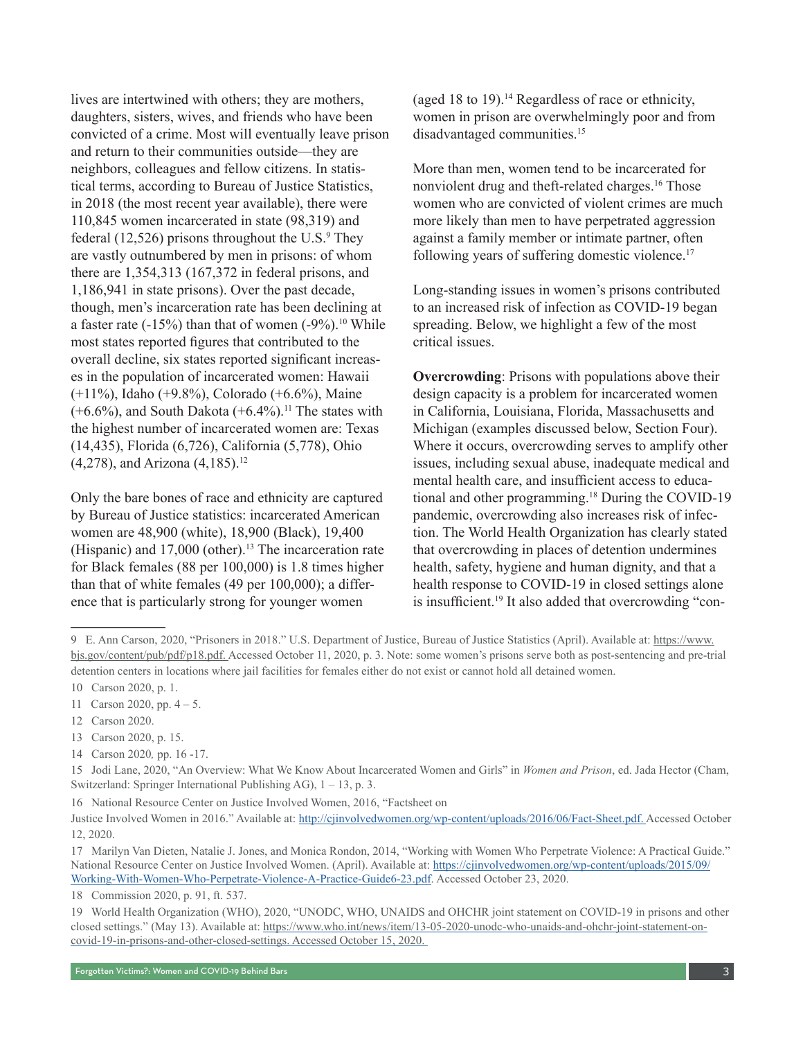lives are intertwined with others; they are mothers, daughters, sisters, wives, and friends who have been convicted of a crime. Most will eventually leave prison and return to their communities outside—they are neighbors, colleagues and fellow citizens. In statistical terms, according to Bureau of Justice Statistics, in 2018 (the most recent year available), there were 110,845 women incarcerated in state (98,319) and federal (12,526) prisons throughout the U.S.[9] They are vastly outnumbered by men in prisons: of whom there are 1,354,313 (167,372 in federal prisons, and 1,186,941 in state prisons). Over the past decade, though, men's incarceration rate has been declining at a faster rate (-15%) than that of women (-9%).[10] While most states reported figures that contributed to the overall decline, six states reported significant increases in the population of incarcerated women: Hawaii (+11%), Idaho (+9.8%), Colorado (+6.6%), Maine (+6.6%), and South Dakota (+6.4%).[11] The states with the highest number of incarcerated women are: Texas (14,435), Florida (6,726), California (5,778), Ohio (4,278), and Arizona (4,185).[12]

Only the bare bones of race and ethnicity are captured by Bureau of Justice statistics: incarcerated American women are 48,900 (white), 18,900 (Black), 19,400 (Hispanic) and 17,000 (other).[13] The incarceration rate for Black females (88 per 100,000) is 1.8 times higher than that of white females (49 per 100,000); a difference that is particularly strong for younger women (aged 18 to 19).[14] Regardless of race or ethnicity, women in prison are overwhelmingly poor and from disadvantaged communities.[15]

More than men, women tend to be incarcerated for nonviolent drug and theft-related charges.[16] Those women who are convicted of violent crimes are much more likely than men to have perpetrated aggression against a family member or intimate partner, often following years of suffering domestic violence.[17]

Long-standing issues in women's prisons contributed to an increased risk of infection as COVID-19 began spreading. Below, we highlight a few of the most critical issues.

**Overcrowding**: Prisons with populations above their design capacity is a problem for incarcerated women in California, Louisiana, Florida, Massachusetts and Michigan (examples discussed below, Section Four). Where it occurs, overcrowding serves to amplify other issues, including sexual abuse, inadequate medical and mental health care, and insufficient access to educational and other programming.[18] During the COVID-19 pandemic, overcrowding also increases risk of infection. The World Health Organization has clearly stated that overcrowding in places of detention undermines health, safety, hygiene and human dignity, and that a health response to COVID-19 in closed settings alone is insufficient.[19] It also added that overcrowding "con-

---

9 E. Ann Carson, 2020, "Prisoners in 2018." U.S. Department of Justice, Bureau of Justice Statistics (April). Available at: https://www.bjs.gov/content/pub/pdf/p18.pdf. Accessed October 11, 2020, p. 3. Note: some women's prisons serve both as post-sentencing and pre-trial detention centers in locations where jail facilities for females either do not exist or cannot hold all detained women.

10 Carson 2020, p. 1.

11 Carson 2020, pp. 4 – 5.

12 Carson 2020.

13 Carson 2020, p. 15.

14 Carson 2020, pp. 16 -17.

15 Jodi Lane, 2020, "An Overview: What We Know About Incarcerated Women and Girls" in *Women and Prison*, ed. Jada Hector (Cham, Switzerland: Springer International Publishing AG), 1 – 13, p. 3.

16 National Resource Center on Justice Involved Women, 2016, "Factsheet on Justice Involved Women in 2016." Available at: http://cjinvolvedwomen.org/wp-content/uploads/2016/06/Fact-Sheet.pdf. Accessed October 12, 2020.

17 Marilyn Van Dieten, Natalie J. Jones, and Monica Rondon, 2014, "Working with Women Who Perpetrate Violence: A Practical Guide." National Resource Center on Justice Involved Women. (April). Available at: https://cjinvolvedwomen.org/wp-content/uploads/2015/09/Working-With-Women-Who-Perpetrate-Violence-A-Practice-Guide6-23.pdf. Accessed October 23, 2020.

18 Commission 2020, p. 91, ft. 537.

19 World Health Organization (WHO), 2020, "UNODC, WHO, UNAIDS and OHCHR joint statement on COVID-19 in prisons and other closed settings." (May 13). Available at: https://www.who.int/news/item/13-05-2020-unodc-who-unaids-and-ohchr-joint-statement-on-covid-19-in-prisons-and-other-closed-settings. Accessed October 15, 2020.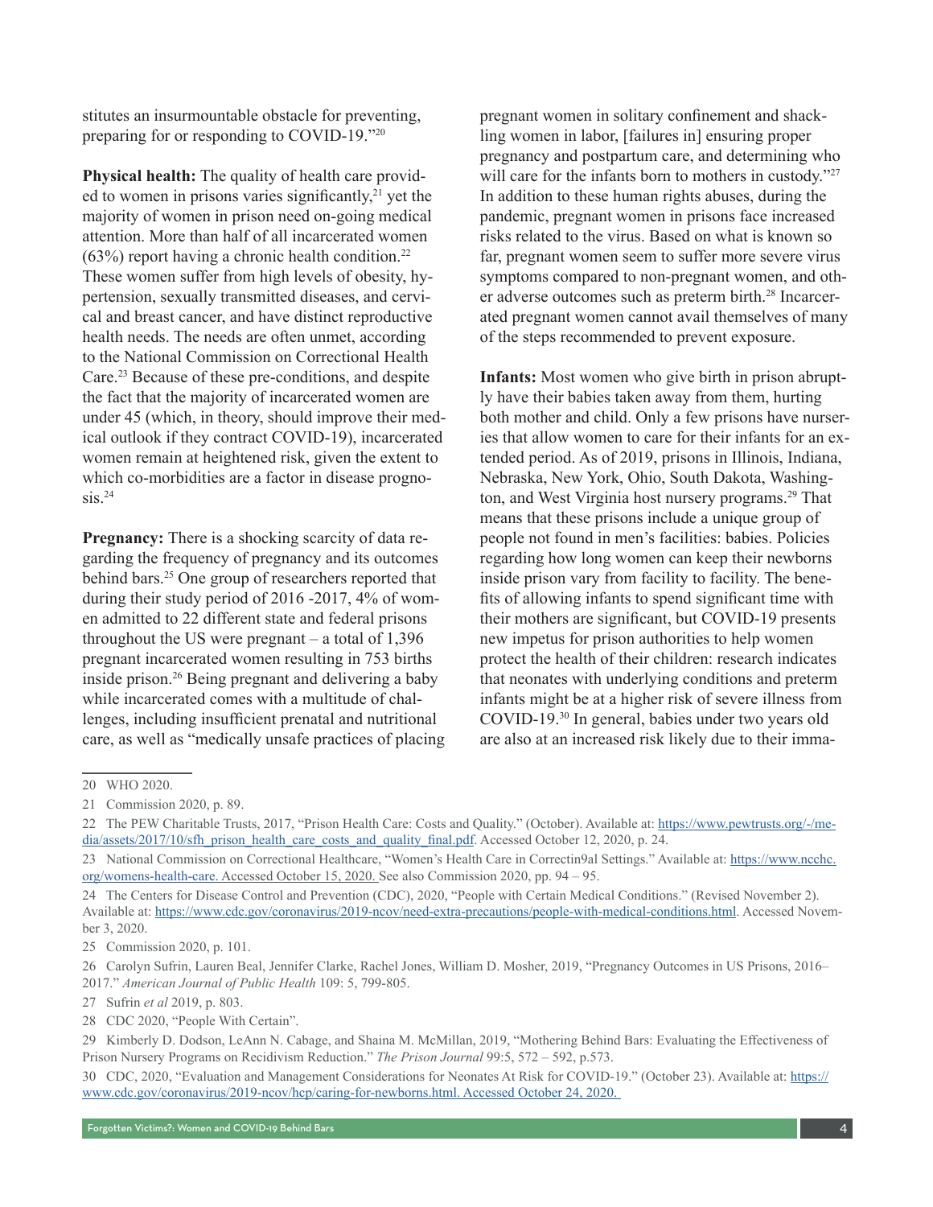stitutes an insurmountable obstacle for preventing, preparing for or responding to COVID-19."[20]

**Physical health:** The quality of health care provided to women in prisons varies significantly,[21] yet the majority of women in prison need on-going medical attention. More than half of all incarcerated women (63%) report having a chronic health condition.[22] These women suffer from high levels of obesity, hypertension, sexually transmitted diseases, and cervical and breast cancer, and have distinct reproductive health needs. The needs are often unmet, according to the National Commission on Correctional Health Care.[23] Because of these pre-conditions, and despite the fact that the majority of incarcerated women are under 45 (which, in theory, should improve their medical outlook if they contract COVID-19), incarcerated women remain at heightened risk, given the extent to which co-morbidities are a factor in disease prognosis.[24]

**Pregnancy:** There is a shocking scarcity of data regarding the frequency of pregnancy and its outcomes behind bars.[25] One group of researchers reported that during their study period of 2016 -2017, 4% of women admitted to 22 different state and federal prisons throughout the US were pregnant – a total of 1,396 pregnant incarcerated women resulting in 753 births inside prison.[26] Being pregnant and delivering a baby while incarcerated comes with a multitude of challenges, including insufficient prenatal and nutritional care, as well as "medically unsafe practices of placing pregnant women in solitary confinement and shackling women in labor, [failures in] ensuring proper pregnancy and postpartum care, and determining who will care for the infants born to mothers in custody."[27] In addition to these human rights abuses, during the pandemic, pregnant women in prisons face increased risks related to the virus. Based on what is known so far, pregnant women seem to suffer more severe virus symptoms compared to non-pregnant women, and other adverse outcomes such as preterm birth.[28] Incarcerated pregnant women cannot avail themselves of many of the steps recommended to prevent exposure.

**Infants:** Most women who give birth in prison abruptly have their babies taken away from them, hurting both mother and child. Only a few prisons have nurseries that allow women to care for their infants for an extended period. As of 2019, prisons in Illinois, Indiana, Nebraska, New York, Ohio, South Dakota, Washington, and West Virginia host nursery programs.[29] That means that these prisons include a unique group of people not found in men's facilities: babies. Policies regarding how long women can keep their newborns inside prison vary from facility to facility. The benefits of allowing infants to spend significant time with their mothers are significant, but COVID-19 presents new impetus for prison authorities to help women protect the health of their children: research indicates that neonates with underlying conditions and preterm infants might be at a higher risk of severe illness from COVID-19.[30] In general, babies under two years old are also at an increased risk likely due to their imma-

---

20 WHO 2020.

21 Commission 2020, p. 89.

22 The PEW Charitable Trusts, 2017, "Prison Health Care: Costs and Quality." (October). Available at: https://www.pewtrusts.org/-/media/assets/2017/10/sfh_prison_health_care_costs_and_quality_final.pdf. Accessed October 12, 2020, p. 24.

23 National Commission on Correctional Healthcare, "Women's Health Care in Correctin9al Settings." Available at: https://www.ncchc.org/womens-health-care. Accessed October 15, 2020. See also Commission 2020, pp. 94 – 95.

24 The Centers for Disease Control and Prevention (CDC), 2020, "People with Certain Medical Conditions." (Revised November 2). Available at: https://www.cdc.gov/coronavirus/2019-ncov/need-extra-precautions/people-with-medical-conditions.html. Accessed November 3, 2020.

25 Commission 2020, p. 101.

26 Carolyn Sufrin, Lauren Beal, Jennifer Clarke, Rachel Jones, William D. Mosher, 2019, "Pregnancy Outcomes in US Prisons, 2016–2017." *American Journal of Public Health* 109: 5, 799-805.

27 Sufrin *et al* 2019, p. 803.

28 CDC 2020, "People With Certain".

29 Kimberly D. Dodson, LeAnn N. Cabage, and Shaina M. McMillan, 2019, "Mothering Behind Bars: Evaluating the Effectiveness of Prison Nursery Programs on Recidivism Reduction." *The Prison Journal* 99:5, 572 – 592, p.573.

30 CDC, 2020, "Evaluation and Management Considerations for Neonates At Risk for COVID-19." (October 23). Available at: https://www.cdc.gov/coronavirus/2019-ncov/hcp/caring-for-newborns.html. Accessed October 24, 2020.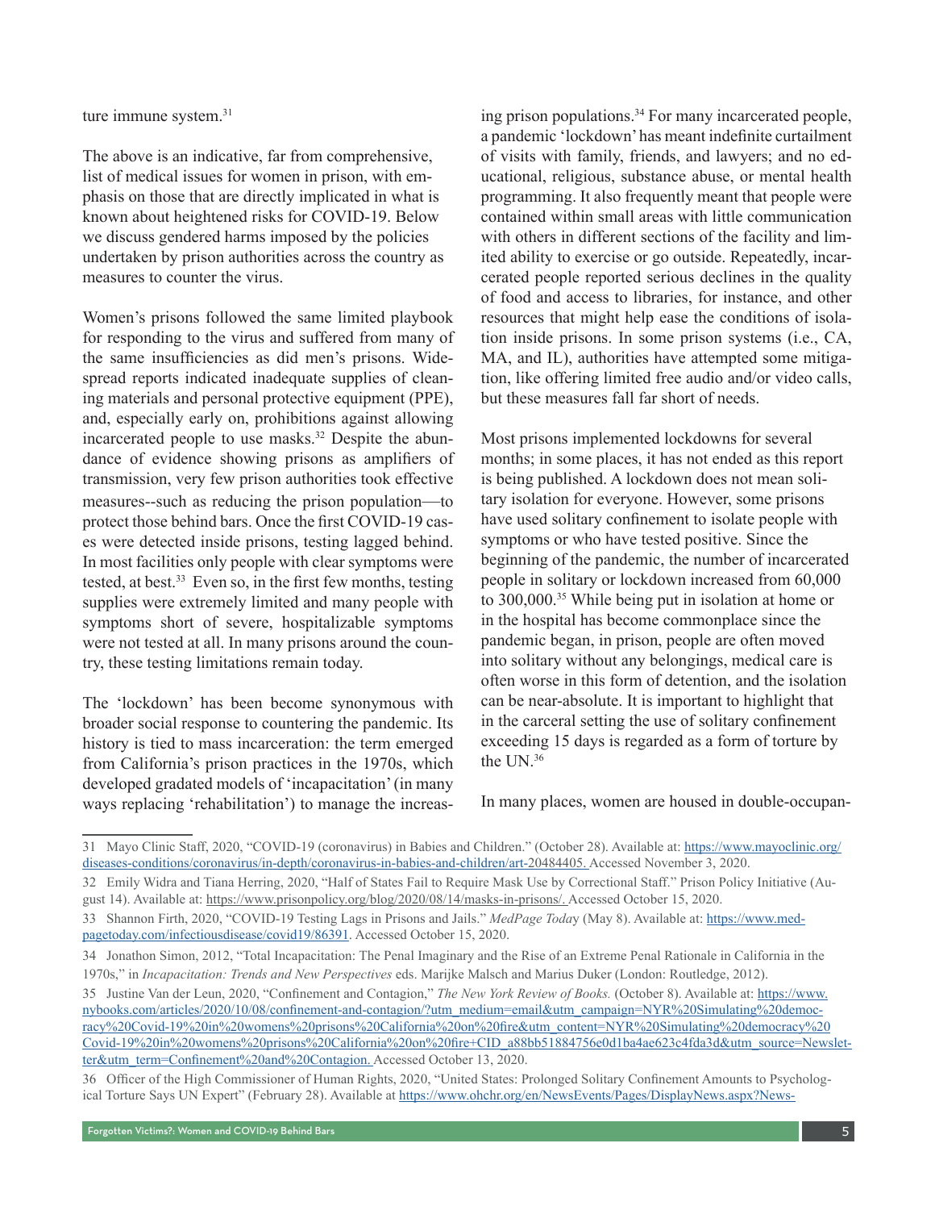ture immune system.[31]

The above is an indicative, far from comprehensive, list of medical issues for women in prison, with emphasis on those that are directly implicated in what is known about heightened risks for COVID-19. Below we discuss gendered harms imposed by the policies undertaken by prison authorities across the country as measures to counter the virus.

Women's prisons followed the same limited playbook for responding to the virus and suffered from many of the same insufficiencies as did men's prisons. Widespread reports indicated inadequate supplies of cleaning materials and personal protective equipment (PPE), and, especially early on, prohibitions against allowing incarcerated people to use masks.[32] Despite the abundance of evidence showing prisons as amplifiers of transmission, very few prison authorities took effective measures--such as reducing the prison population—to protect those behind bars. Once the first COVID-19 cases were detected inside prisons, testing lagged behind. In most facilities only people with clear symptoms were tested, at best.[33] Even so, in the first few months, testing supplies were extremely limited and many people with symptoms short of severe, hospitalizable symptoms were not tested at all. In many prisons around the country, these testing limitations remain today.

The 'lockdown' has been become synonymous with broader social response to countering the pandemic. Its history is tied to mass incarceration: the term emerged from California's prison practices in the 1970s, which developed gradated models of 'incapacitation' (in many ways replacing 'rehabilitation') to manage the increasing prison populations.[34] For many incarcerated people, a pandemic 'lockdown' has meant indefinite curtailment of visits with family, friends, and lawyers; and no educational, religious, substance abuse, or mental health programming. It also frequently meant that people were contained within small areas with little communication with others in different sections of the facility and limited ability to exercise or go outside. Repeatedly, incarcerated people reported serious declines in the quality of food and access to libraries, for instance, and other resources that might help ease the conditions of isolation inside prisons. In some prison systems (i.e., CA, MA, and IL), authorities have attempted some mitigation, like offering limited free audio and/or video calls, but these measures fall far short of needs.

Most prisons implemented lockdowns for several months; in some places, it has not ended as this report is being published. A lockdown does not mean solitary isolation for everyone. However, some prisons have used solitary confinement to isolate people with symptoms or who have tested positive. Since the beginning of the pandemic, the number of incarcerated people in solitary or lockdown increased from 60,000 to 300,000.[35] While being put in isolation at home or in the hospital has become commonplace since the pandemic began, in prison, people are often moved into solitary without any belongings, medical care is often worse in this form of detention, and the isolation can be near-absolute. It is important to highlight that in the carceral setting the use of solitary confinement exceeding 15 days is regarded as a form of torture by the UN.[36]

In many places, women are housed in double-occupan-

---

31 Mayo Clinic Staff, 2020, "COVID-19 (coronavirus) in Babies and Children." (October 28). Available at: https://www.mayoclinic.org/diseases-conditions/coronavirus/in-depth/coronavirus-in-babies-and-children/art-20484405. Accessed November 3, 2020.

32 Emily Widra and Tiana Herring, 2020, "Half of States Fail to Require Mask Use by Correctional Staff." Prison Policy Initiative (August 14). Available at: https://www.prisonpolicy.org/blog/2020/08/14/masks-in-prisons/. Accessed October 15, 2020.

33 Shannon Firth, 2020, "COVID-19 Testing Lags in Prisons and Jails." *MedPage Today* (May 8). Available at: https://www.medpagetoday.com/infectiousdisease/covid19/86391. Accessed October 15, 2020.

34 Jonathon Simon, 2012, "Total Incapacitation: The Penal Imaginary and the Rise of an Extreme Penal Rationale in California in the 1970s," in *Incapacitation: Trends and New Perspectives* eds. Marijke Malsch and Marius Duker (London: Routledge, 2012).

35 Justine Van der Leun, 2020, "Confinement and Contagion," *The New York Review of Books.* (October 8). Available at: https://www.nybooks.com/articles/2020/10/08/confinement-and-contagion/?utm_medium=email&utm_campaign=NYR%20Simulating%20democracy%20Covid-19%20in%20womens%20prisons%20California%20on%20fire&utm_content=NYR%20Simulating%20democracy%20Covid-19%20in%20womens%20prisons%20California%20on%20fire+CID_a88bb51884756e0d1ba4ae623c4fda3d&utm_source=Newsletter&utm_term=Confinement%20and%20Contagion. Accessed October 13, 2020.

36 Officer of the High Commissioner of Human Rights, 2020, "United States: Prolonged Solitary Confinement Amounts to Psychological Torture Says UN Expert" (February 28). Available at https://www.ohchr.org/en/NewsEvents/Pages/DisplayNews.aspx?News-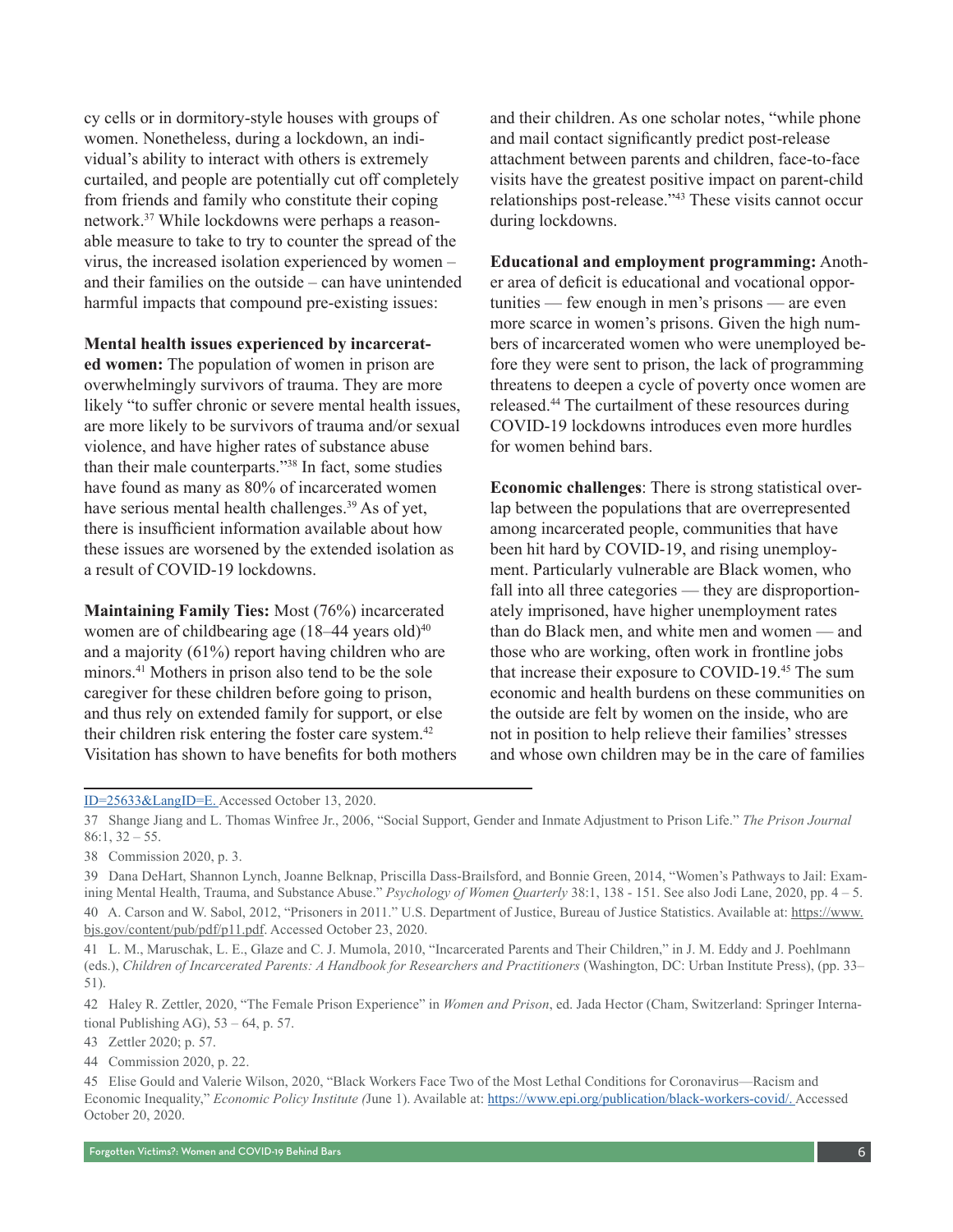cy cells or in dormitory-style houses with groups of women. Nonetheless, during a lockdown, an individual's ability to interact with others is extremely curtailed, and people are potentially cut off completely from friends and family who constitute their coping network.[37] While lockdowns were perhaps a reasonable measure to take to try to counter the spread of the virus, the increased isolation experienced by women – and their families on the outside – can have unintended harmful impacts that compound pre-existing issues:

**Mental health issues experienced by incarcerated women:** The population of women in prison are overwhelmingly survivors of trauma. They are more likely "to suffer chronic or severe mental health issues, are more likely to be survivors of trauma and/or sexual violence, and have higher rates of substance abuse than their male counterparts."[38] In fact, some studies have found as many as 80% of incarcerated women have serious mental health challenges.[39] As of yet, there is insufficient information available about how these issues are worsened by the extended isolation as a result of COVID-19 lockdowns.

**Maintaining Family Ties:** Most (76%) incarcerated women are of childbearing age (18–44 years old)[40] and a majority (61%) report having children who are minors.[41] Mothers in prison also tend to be the sole caregiver for these children before going to prison, and thus rely on extended family for support, or else their children risk entering the foster care system.[42] Visitation has shown to have benefits for both mothers and their children. As one scholar notes, "while phone and mail contact significantly predict post-release attachment between parents and children, face-to-face visits have the greatest positive impact on parent-child relationships post-release."[43] These visits cannot occur during lockdowns.

**Educational and employment programming:** Another area of deficit is educational and vocational opportunities — few enough in men's prisons — are even more scarce in women's prisons. Given the high numbers of incarcerated women who were unemployed before they were sent to prison, the lack of programming threatens to deepen a cycle of poverty once women are released.[44] The curtailment of these resources during COVID-19 lockdowns introduces even more hurdles for women behind bars.

**Economic challenges**: There is strong statistical overlap between the populations that are overrepresented among incarcerated people, communities that have been hit hard by COVID-19, and rising unemployment. Particularly vulnerable are Black women, who fall into all three categories — they are disproportionately imprisoned, have higher unemployment rates than do Black men, and white men and women — and those who are working, often work in frontline jobs that increase their exposure to COVID-19.[45] The sum economic and health burdens on these communities on the outside are felt by women on the inside, who are not in position to help relieve their families' stresses and whose own children may be in the care of families

---

ID=25633&LangID=E. Accessed October 13, 2020.

37 Shange Jiang and L. Thomas Winfree Jr., 2006, "Social Support, Gender and Inmate Adjustment to Prison Life." *The Prison Journal* 86:1, 32 – 55.

38 Commission 2020, p. 3.

39 Dana DeHart, Shannon Lynch, Joanne Belknap, Priscilla Dass-Brailsford, and Bonnie Green, 2014, "Women's Pathways to Jail: Examining Mental Health, Trauma, and Substance Abuse." *Psychology of Women Quarterly* 38:1, 138 - 151. See also Jodi Lane, 2020, pp. 4 – 5.

40 A. Carson and W. Sabol, 2012, "Prisoners in 2011." U.S. Department of Justice, Bureau of Justice Statistics. Available at: https://www.bjs.gov/content/pub/pdf/p11.pdf. Accessed October 23, 2020.

41 L. M., Maruschak, L. E., Glaze and C. J. Mumola, 2010, "Incarcerated Parents and Their Children," in J. M. Eddy and J. Poehlmann (eds.), *Children of Incarcerated Parents: A Handbook for Researchers and Practitioners* (Washington, DC: Urban Institute Press), (pp. 33–51).

42 Haley R. Zettler, 2020, "The Female Prison Experience" in *Women and Prison*, ed. Jada Hector (Cham, Switzerland: Springer International Publishing AG), 53 – 64, p. 57.

43 Zettler 2020; p. 57.

44 Commission 2020, p. 22.

45 Elise Gould and Valerie Wilson, 2020, "Black Workers Face Two of the Most Lethal Conditions for Coronavirus—Racism and Economic Inequality," *Economic Policy Institute (*June 1). Available at: https://www.epi.org/publication/black-workers-covid/. Accessed October 20, 2020.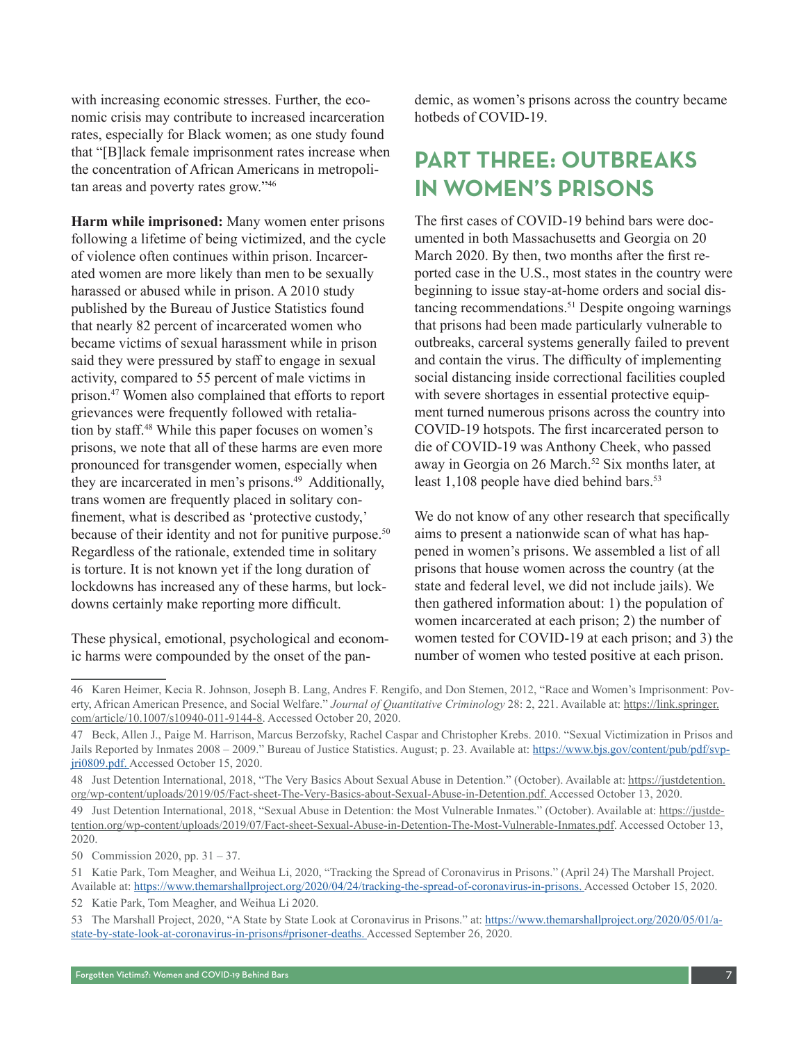with increasing economic stresses. Further, the economic crisis may contribute to increased incarceration rates, especially for Black women; as one study found that "[B]lack female imprisonment rates increase when the concentration of African Americans in metropolitan areas and poverty rates grow."[46]

**Harm while imprisoned:** Many women enter prisons following a lifetime of being victimized, and the cycle of violence often continues within prison. Incarcerated women are more likely than men to be sexually harassed or abused while in prison. A 2010 study published by the Bureau of Justice Statistics found that nearly 82 percent of incarcerated women who became victims of sexual harassment while in prison said they were pressured by staff to engage in sexual activity, compared to 55 percent of male victims in prison.[47] Women also complained that efforts to report grievances were frequently followed with retaliation by staff.[48] While this paper focuses on women's prisons, we note that all of these harms are even more pronounced for transgender women, especially when they are incarcerated in men's prisons.[49] Additionally, trans women are frequently placed in solitary confinement, what is described as 'protective custody,' because of their identity and not for punitive purpose.[50] Regardless of the rationale, extended time in solitary is torture. It is not known yet if the long duration of lockdowns has increased any of these harms, but lockdowns certainly make reporting more difficult.

These physical, emotional, psychological and economic harms were compounded by the onset of the pandemic, as women's prisons across the country became hotbeds of COVID-19.

## PART THREE: OUTBREAKS IN WOMEN'S PRISONS

The first cases of COVID-19 behind bars were documented in both Massachusetts and Georgia on 20 March 2020. By then, two months after the first reported case in the U.S., most states in the country were beginning to issue stay-at-home orders and social distancing recommendations.[51] Despite ongoing warnings that prisons had been made particularly vulnerable to outbreaks, carceral systems generally failed to prevent and contain the virus. The difficulty of implementing social distancing inside correctional facilities coupled with severe shortages in essential protective equipment turned numerous prisons across the country into COVID-19 hotspots. The first incarcerated person to die of COVID-19 was Anthony Cheek, who passed away in Georgia on 26 March.[52] Six months later, at least 1,108 people have died behind bars.[53]

We do not know of any other research that specifically aims to present a nationwide scan of what has happened in women's prisons. We assembled a list of all prisons that house women across the country (at the state and federal level, we did not include jails). We then gathered information about: 1) the population of women incarcerated at each prison; 2) the number of women tested for COVID-19 at each prison; and 3) the number of women who tested positive at each prison.

---

46 Karen Heimer, Kecia R. Johnson, Joseph B. Lang, Andres F. Rengifo, and Don Stemen, 2012, "Race and Women's Imprisonment: Poverty, African American Presence, and Social Welfare." *Journal of Quantitative Criminology* 28: 2, 221. Available at: https://link.springer.com/article/10.1007/s10940-011-9144-8. Accessed October 20, 2020.

47 Beck, Allen J., Paige M. Harrison, Marcus Berzofsky, Rachel Caspar and Christopher Krebs. 2010. "Sexual Victimization in Prisos and Jails Reported by Inmates 2008 – 2009." Bureau of Justice Statistics. August; p. 23. Available at: https://www.bjs.gov/content/pub/pdf/svpjri0809.pdf. Accessed October 15, 2020.

48 Just Detention International, 2018, "The Very Basics About Sexual Abuse in Detention." (October). Available at: https://justdetention.org/wp-content/uploads/2019/05/Fact-sheet-The-Very-Basics-about-Sexual-Abuse-in-Detention.pdf. Accessed October 13, 2020.

49 Just Detention International, 2018, "Sexual Abuse in Detention: the Most Vulnerable Inmates." (October). Available at: https://justdetention.org/wp-content/uploads/2019/07/Fact-sheet-Sexual-Abuse-in-Detention-The-Most-Vulnerable-Inmates.pdf. Accessed October 13, 2020.

50 Commission 2020, pp. 31 – 37.

51 Katie Park, Tom Meagher, and Weihua Li, 2020, "Tracking the Spread of Coronavirus in Prisons." (April 24) The Marshall Project. Available at: https://www.themarshallproject.org/2020/04/24/tracking-the-spread-of-coronavirus-in-prisons. Accessed October 15, 2020.

52 Katie Park, Tom Meagher, and Weihua Li 2020.

53 The Marshall Project, 2020, "A State by State Look at Coronavirus in Prisons." at: https://www.themarshallproject.org/2020/05/01/a-state-by-state-look-at-coronavirus-in-prisons#prisoner-deaths. Accessed September 26, 2020.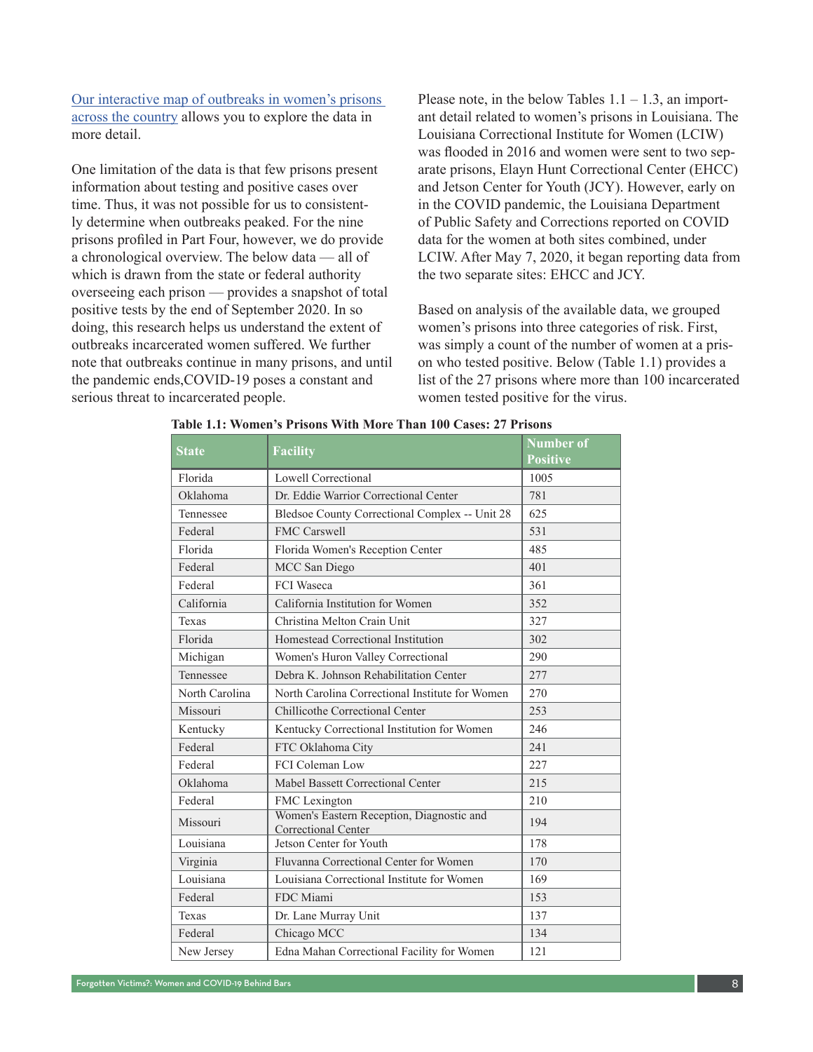Our interactive map of outbreaks in women's prisons across the country allows you to explore the data in more detail.

One limitation of the data is that few prisons present information about testing and positive cases over time. Thus, it was not possible for us to consistently determine when outbreaks peaked. For the nine prisons profiled in Part Four, however, we do provide a chronological overview. The below data — all of which is drawn from the state or federal authority overseeing each prison — provides a snapshot of total positive tests by the end of September 2020. In so doing, this research helps us understand the extent of outbreaks incarcerated women suffered. We further note that outbreaks continue in many prisons, and until the pandemic ends,COVID-19 poses a constant and serious threat to incarcerated people.

Please note, in the below Tables 1.1 – 1.3, an important detail related to women's prisons in Louisiana. The Louisiana Correctional Institute for Women (LCIW) was flooded in 2016 and women were sent to two separate prisons, Elayn Hunt Correctional Center (EHCC) and Jetson Center for Youth (JCY). However, early on in the COVID pandemic, the Louisiana Department of Public Safety and Corrections reported on COVID data for the women at both sites combined, under LCIW. After May 7, 2020, it began reporting data from the two separate sites: EHCC and JCY.

Based on analysis of the available data, we grouped women's prisons into three categories of risk. First, was simply a count of the number of women at a prison who tested positive. Below (Table 1.1) provides a list of the 27 prisons where more than 100 incarcerated women tested positive for the virus.

**Table 1.1: Women's Prisons With More Than 100 Cases: 27 Prisons**

| State | Facility | Number of Positive |
|---|---|---|
| Florida | Lowell Correctional | 1005 |
| Oklahoma | Dr. Eddie Warrior Correctional Center | 781 |
| Tennessee | Bledsoe County Correctional Complex -- Unit 28 | 625 |
| Federal | FMC Carswell | 531 |
| Florida | Florida Women's Reception Center | 485 |
| Federal | MCC San Diego | 401 |
| Federal | FCI Waseca | 361 |
| California | California Institution for Women | 352 |
| Texas | Christina Melton Crain Unit | 327 |
| Florida | Homestead Correctional Institution | 302 |
| Michigan | Women's Huron Valley Correctional | 290 |
| Tennessee | Debra K. Johnson Rehabilitation Center | 277 |
| North Carolina | North Carolina Correctional Institute for Women | 270 |
| Missouri | Chillicothe Correctional Center | 253 |
| Kentucky | Kentucky Correctional Institution for Women | 246 |
| Federal | FTC Oklahoma City | 241 |
| Federal | FCI Coleman Low | 227 |
| Oklahoma | Mabel Bassett Correctional Center | 215 |
| Federal | FMC Lexington | 210 |
| Missouri | Women's Eastern Reception, Diagnostic and Correctional Center | 194 |
| Louisiana | Jetson Center for Youth | 178 |
| Virginia | Fluvanna Correctional Center for Women | 170 |
| Louisiana | Louisiana Correctional Institute for Women | 169 |
| Federal | FDC Miami | 153 |
| Texas | Dr. Lane Murray Unit | 137 |
| Federal | Chicago MCC | 134 |
| New Jersey | Edna Mahan Correctional Facility for Women | 121 |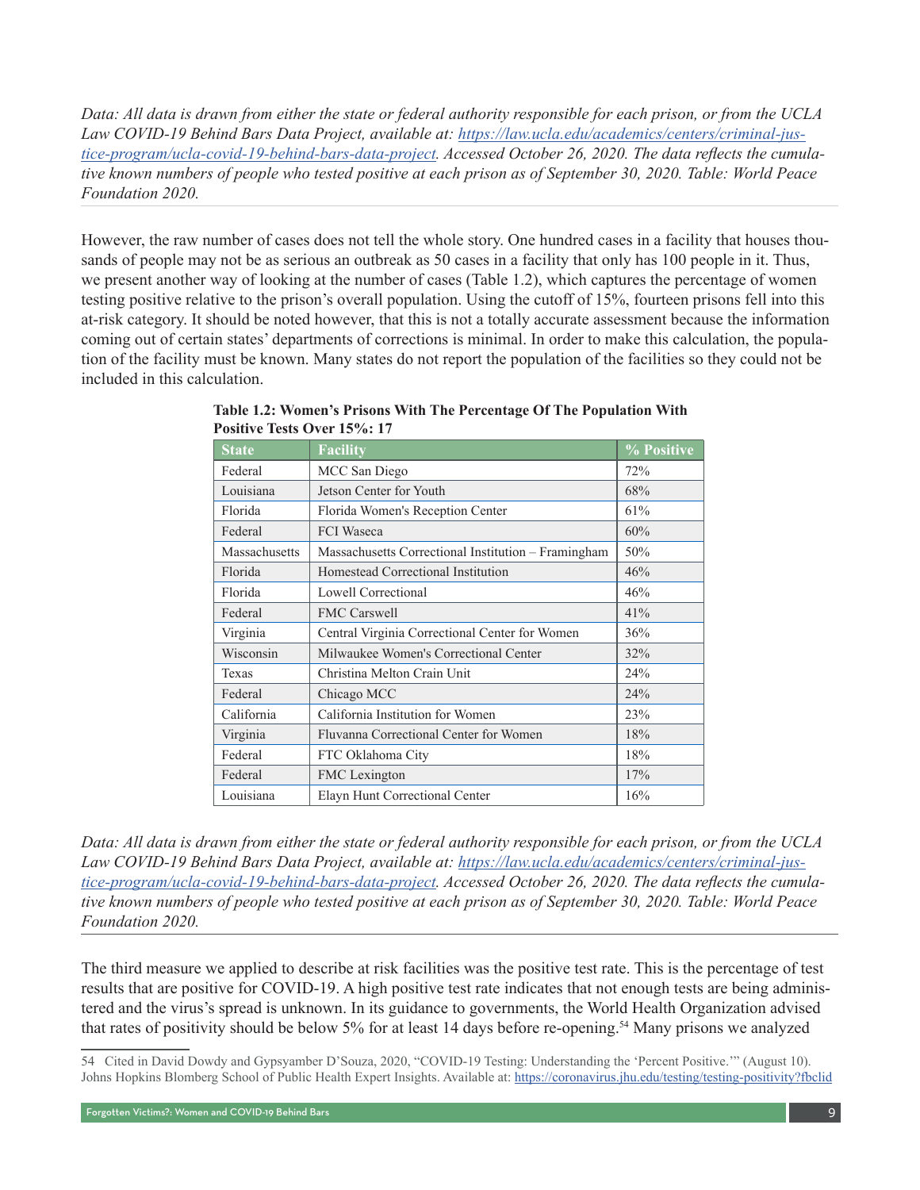*Data: All data is drawn from either the state or federal authority responsible for each prison, or from the UCLA Law COVID-19 Behind Bars Data Project, available at: [https://law.ucla.edu/academics/centers/criminal-justice-program/ucla-covid-19-behind-bars-data-project](https://law.ucla.edu/academics/centers/criminal-justice-program/ucla-covid-19-behind-bars-data-project). Accessed October 26, 2020. The data reflects the cumulative known numbers of people who tested positive at each prison as of September 30, 2020. Table: World Peace Foundation 2020.*

However, the raw number of cases does not tell the whole story. One hundred cases in a facility that houses thousands of people may not be as serious an outbreak as 50 cases in a facility that only has 100 people in it. Thus, we present another way of looking at the number of cases (Table 1.2), which captures the percentage of women testing positive relative to the prison's overall population. Using the cutoff of 15%, fourteen prisons fell into this at-risk category. It should be noted however, that this is not a totally accurate assessment because the information coming out of certain states' departments of corrections is minimal. In order to make this calculation, the population of the facility must be known. Many states do not report the population of the facilities so they could not be included in this calculation.

**Table 1.2: Women's Prisons With The Percentage Of The Population With Positive Tests Over 15%: 17**

| State | Facility | % Positive |
|---|---|---|
| Federal | MCC San Diego | 72% |
| Louisiana | Jetson Center for Youth | 68% |
| Florida | Florida Women's Reception Center | 61% |
| Federal | FCI Waseca | 60% |
| Massachusetts | Massachusetts Correctional Institution – Framingham | 50% |
| Florida | Homestead Correctional Institution | 46% |
| Florida | Lowell Correctional | 46% |
| Federal | FMC Carswell | 41% |
| Virginia | Central Virginia Correctional Center for Women | 36% |
| Wisconsin | Milwaukee Women's Correctional Center | 32% |
| Texas | Christina Melton Crain Unit | 24% |
| Federal | Chicago MCC | 24% |
| California | California Institution for Women | 23% |
| Virginia | Fluvanna Correctional Center for Women | 18% |
| Federal | FTC Oklahoma City | 18% |
| Federal | FMC Lexington | 17% |
| Louisiana | Elayn Hunt Correctional Center | 16% |

*Data: All data is drawn from either the state or federal authority responsible for each prison, or from the UCLA Law COVID-19 Behind Bars Data Project, available at: [https://law.ucla.edu/academics/centers/criminal-justice-program/ucla-covid-19-behind-bars-data-project](https://law.ucla.edu/academics/centers/criminal-justice-program/ucla-covid-19-behind-bars-data-project). Accessed October 26, 2020. The data reflects the cumulative known numbers of people who tested positive at each prison as of September 30, 2020. Table: World Peace Foundation 2020.*

The third measure we applied to describe at risk facilities was the positive test rate. This is the percentage of test results that are positive for COVID-19. A high positive test rate indicates that not enough tests are being administered and the virus's spread is unknown. In its guidance to governments, the World Health Organization advised that rates of positivity should be below 5% for at least 14 days before re-opening.[54] Many prisons we analyzed

---

54 Cited in David Dowdy and Gypsyamber D'Souza, 2020, "COVID-19 Testing: Understanding the 'Percent Positive.'" (August 10). Johns Hopkins Blomberg School of Public Health Expert Insights. Available at: [https://coronavirus.jhu.edu/testing/testing-positivity?fbclid](https://coronavirus.jhu.edu/testing/testing-positivity?fbclid)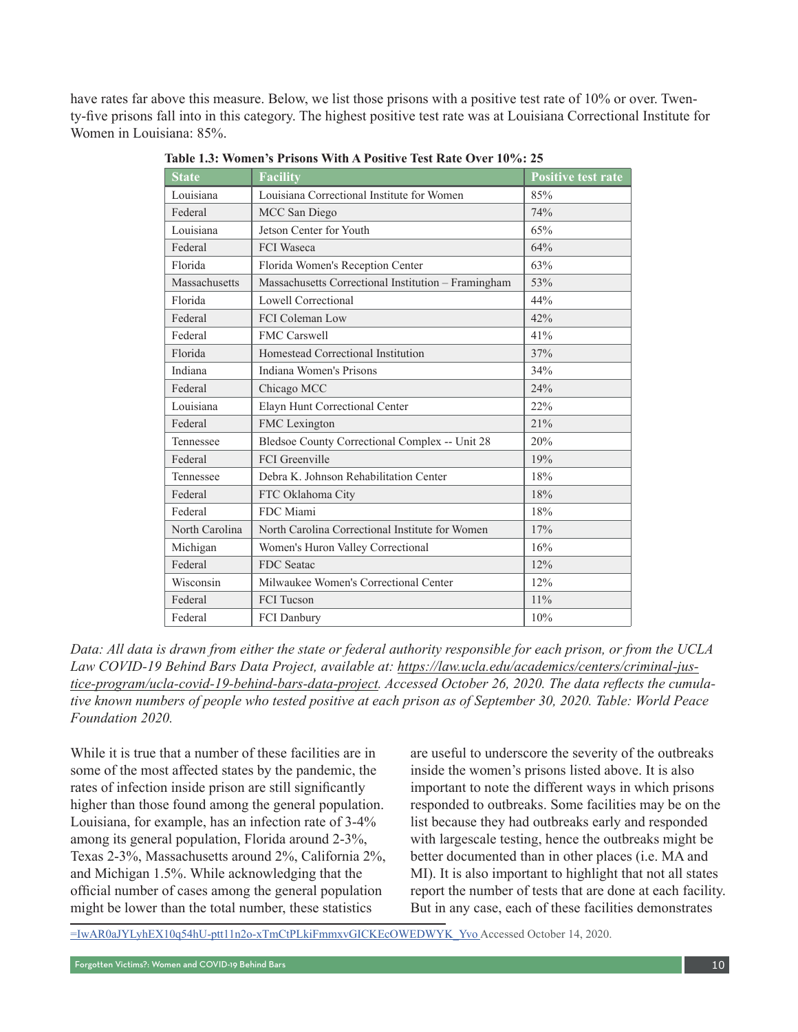have rates far above this measure. Below, we list those prisons with a positive test rate of 10% or over. Twenty-five prisons fall into in this category. The highest positive test rate was at Louisiana Correctional Institute for Women in Louisiana: 85%.

**Table 1.3: Women's Prisons With A Positive Test Rate Over 10%: 25**

| State | Facility | Positive test rate |
|---|---|---|
| Louisiana | Louisiana Correctional Institute for Women | 85% |
| Federal | MCC San Diego | 74% |
| Louisiana | Jetson Center for Youth | 65% |
| Federal | FCI Waseca | 64% |
| Florida | Florida Women's Reception Center | 63% |
| Massachusetts | Massachusetts Correctional Institution – Framingham | 53% |
| Florida | Lowell Correctional | 44% |
| Federal | FCI Coleman Low | 42% |
| Federal | FMC Carswell | 41% |
| Florida | Homestead Correctional Institution | 37% |
| Indiana | Indiana Women's Prisons | 34% |
| Federal | Chicago MCC | 24% |
| Louisiana | Elayn Hunt Correctional Center | 22% |
| Federal | FMC Lexington | 21% |
| Tennessee | Bledsoe County Correctional Complex -- Unit 28 | 20% |
| Federal | FCI Greenville | 19% |
| Tennessee | Debra K. Johnson Rehabilitation Center | 18% |
| Federal | FTC Oklahoma City | 18% |
| Federal | FDC Miami | 18% |
| North Carolina | North Carolina Correctional Institute for Women | 17% |
| Michigan | Women's Huron Valley Correctional | 16% |
| Federal | FDC Seatac | 12% |
| Wisconsin | Milwaukee Women's Correctional Center | 12% |
| Federal | FCI Tucson | 11% |
| Federal | FCI Danbury | 10% |

*Data: All data is drawn from either the state or federal authority responsible for each prison, or from the UCLA Law COVID-19 Behind Bars Data Project, available at: https://law.ucla.edu/academics/centers/criminal-justice-program/ucla-covid-19-behind-bars-data-project. Accessed October 26, 2020. The data reflects the cumulative known numbers of people who tested positive at each prison as of September 30, 2020. Table: World Peace Foundation 2020.*

While it is true that a number of these facilities are in some of the most affected states by the pandemic, the rates of infection inside prison are still significantly higher than those found among the general population. Louisiana, for example, has an infection rate of 3-4% among its general population, Florida around 2-3%, Texas 2-3%, Massachusetts around 2%, California 2%, and Michigan 1.5%. While acknowledging that the official number of cases among the general population might be lower than the total number, these statistics are useful to underscore the severity of the outbreaks inside the women's prisons listed above. It is also important to note the different ways in which prisons responded to outbreaks. Some facilities may be on the list because they had outbreaks early and responded with largescale testing, hence the outbreaks might be better documented than in other places (i.e. MA and MI). It is also important to highlight that not all states report the number of tests that are done at each facility. But in any case, each of these facilities demonstrates

=IwAR0aJYLyhEX10q54hU-ptt11n2o-xTmCtPLkiFmmxvGICKEcOWEDWYK_Yvo Accessed October 14, 2020.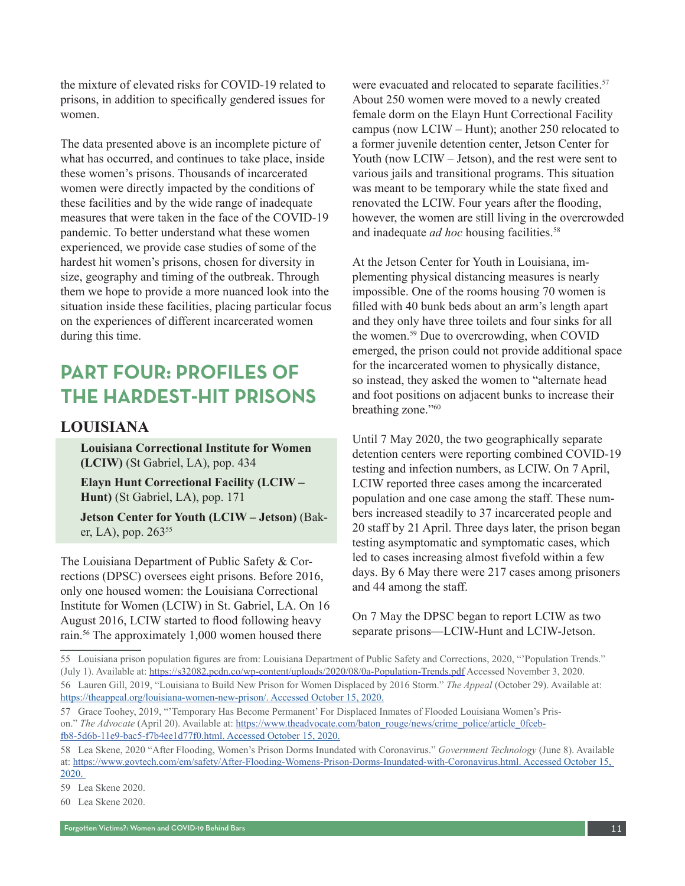the mixture of elevated risks for COVID-19 related to prisons, in addition to specifically gendered issues for women.

The data presented above is an incomplete picture of what has occurred, and continues to take place, inside these women's prisons. Thousands of incarcerated women were directly impacted by the conditions of these facilities and by the wide range of inadequate measures that were taken in the face of the COVID-19 pandemic. To better understand what these women experienced, we provide case studies of some of the hardest hit women's prisons, chosen for diversity in size, geography and timing of the outbreak. Through them we hope to provide a more nuanced look into the situation inside these facilities, placing particular focus on the experiences of different incarcerated women during this time.

# PART FOUR: PROFILES OF THE HARDEST-HIT PRISONS

## LOUISIANA

**Louisiana Correctional Institute for Women (LCIW)** (St Gabriel, LA), pop. 434

**Elayn Hunt Correctional Facility (LCIW – Hunt)** (St Gabriel, LA), pop. 171

**Jetson Center for Youth (LCIW – Jetson)** (Baker, LA), pop. 263[55]

The Louisiana Department of Public Safety & Corrections (DPSC) oversees eight prisons. Before 2016, only one housed women: the Louisiana Correctional Institute for Women (LCIW) in St. Gabriel, LA. On 16 August 2016, LCIW started to flood following heavy rain.[56] The approximately 1,000 women housed there were evacuated and relocated to separate facilities.[57] About 250 women were moved to a newly created female dorm on the Elayn Hunt Correctional Facility campus (now LCIW – Hunt); another 250 relocated to a former juvenile detention center, Jetson Center for Youth (now LCIW – Jetson), and the rest were sent to various jails and transitional programs. This situation was meant to be temporary while the state fixed and renovated the LCIW. Four years after the flooding, however, the women are still living in the overcrowded and inadequate *ad hoc* housing facilities.[58]

At the Jetson Center for Youth in Louisiana, implementing physical distancing measures is nearly impossible. One of the rooms housing 70 women is filled with 40 bunk beds about an arm's length apart and they only have three toilets and four sinks for all the women.[59] Due to overcrowding, when COVID emerged, the prison could not provide additional space for the incarcerated women to physically distance, so instead, they asked the women to "alternate head and foot positions on adjacent bunks to increase their breathing zone."[60]

Until 7 May 2020, the two geographically separate detention centers were reporting combined COVID-19 testing and infection numbers, as LCIW. On 7 April, LCIW reported three cases among the incarcerated population and one case among the staff. These numbers increased steadily to 37 incarcerated people and 20 staff by 21 April. Three days later, the prison began testing asymptomatic and symptomatic cases, which led to cases increasing almost fivefold within a few days. By 6 May there were 217 cases among prisoners and 44 among the staff.

On 7 May the DPSC began to report LCIW as two separate prisons—LCIW-Hunt and LCIW-Jetson.

---

55 Louisiana prison population figures are from: Louisiana Department of Public Safety and Corrections, 2020, "'Population Trends." (July 1). Available at: https://s32082.pcdn.co/wp-content/uploads/2020/08/0a-Population-Trends.pdf Accessed November 3, 2020.

56 Lauren Gill, 2019, "Louisiana to Build New Prison for Women Displaced by 2016 Storm." *The Appeal* (October 29). Available at: https://theappeal.org/louisiana-women-new-prison/. Accessed October 15, 2020.

57 Grace Toohey, 2019, "'Temporary Has Become Permanent' For Displaced Inmates of Flooded Louisiana Women's Prison." *The Advocate* (April 20). Available at: https://www.theadvocate.com/baton_rouge/news/crime_police/article_0fcebfb8-5d6b-11e9-bac5-f7b4ee1d77f0.html. Accessed October 15, 2020.

58 Lea Skene, 2020 "After Flooding, Women's Prison Dorms Inundated with Coronavirus." *Government Technology* (June 8). Available at: https://www.govtech.com/em/safety/After-Flooding-Womens-Prison-Dorms-Inundated-with-Coronavirus.html. Accessed October 15, 2020.

59 Lea Skene 2020.

60 Lea Skene 2020.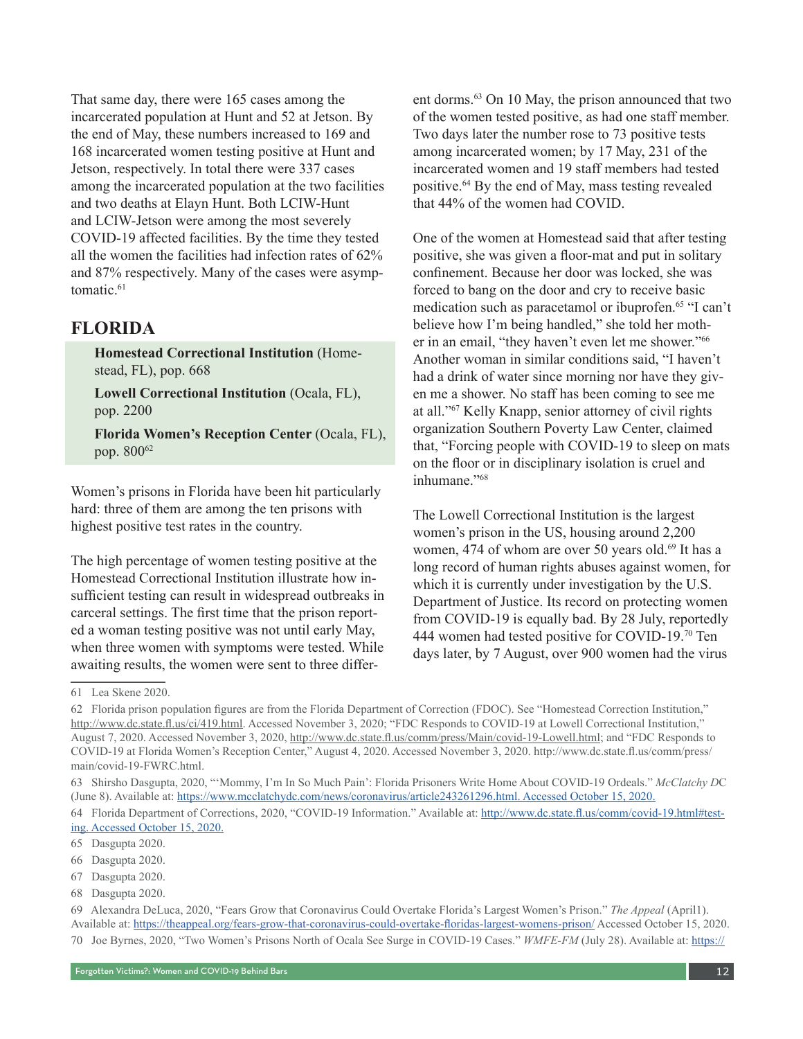That same day, there were 165 cases among the incarcerated population at Hunt and 52 at Jetson. By the end of May, these numbers increased to 169 and 168 incarcerated women testing positive at Hunt and Jetson, respectively. In total there were 337 cases among the incarcerated population at the two facilities and two deaths at Elayn Hunt. Both LCIW-Hunt and LCIW-Jetson were among the most severely COVID-19 affected facilities. By the time they tested all the women the facilities had infection rates of 62% and 87% respectively. Many of the cases were asymptomatic.[61]

## FLORIDA

**Homestead Correctional Institution** (Homestead, FL), pop. 668

**Lowell Correctional Institution** (Ocala, FL), pop. 2200

**Florida Women's Reception Center** (Ocala, FL), pop. 800[62]

Women's prisons in Florida have been hit particularly hard: three of them are among the ten prisons with highest positive test rates in the country.

The high percentage of women testing positive at the Homestead Correctional Institution illustrate how insufficient testing can result in widespread outbreaks in carceral settings. The first time that the prison reported a woman testing positive was not until early May, when three women with symptoms were tested. While awaiting results, the women were sent to three different dorms.[63] On 10 May, the prison announced that two of the women tested positive, as had one staff member. Two days later the number rose to 73 positive tests among incarcerated women; by 17 May, 231 of the incarcerated women and 19 staff members had tested positive.[64] By the end of May, mass testing revealed that 44% of the women had COVID.

One of the women at Homestead said that after testing positive, she was given a floor-mat and put in solitary confinement. Because her door was locked, she was forced to bang on the door and cry to receive basic medication such as paracetamol or ibuprofen.[65] "I can't believe how I'm being handled," she told her mother in an email, "they haven't even let me shower."[66] Another woman in similar conditions said, "I haven't had a drink of water since morning nor have they given me a shower. No staff has been coming to see me at all."[67] Kelly Knapp, senior attorney of civil rights organization Southern Poverty Law Center, claimed that, "Forcing people with COVID-19 to sleep on mats on the floor or in disciplinary isolation is cruel and inhumane."[68]

The Lowell Correctional Institution is the largest women's prison in the US, housing around 2,200 women, 474 of whom are over 50 years old.[69] It has a long record of human rights abuses against women, for which it is currently under investigation by the U.S. Department of Justice. Its record on protecting women from COVID-19 is equally bad. By 28 July, reportedly 444 women had tested positive for COVID-19.[70] Ten days later, by 7 August, over 900 women had the virus

---

61 Lea Skene 2020.

62 Florida prison population figures are from the Florida Department of Correction (FDOC). See "Homestead Correction Institution," http://www.dc.state.fl.us/ci/419.html. Accessed November 3, 2020; "FDC Responds to COVID-19 at Lowell Correctional Institution," August 7, 2020. Accessed November 3, 2020, http://www.dc.state.fl.us/comm/press/Main/covid-19-Lowell.html; and "FDC Responds to COVID-19 at Florida Women's Reception Center," August 4, 2020. Accessed November 3, 2020. http://www.dc.state.fl.us/comm/press/main/covid-19-FWRC.html.

63 Shirsho Dasgupta, 2020, "'Mommy, I'm In So Much Pain': Florida Prisoners Write Home About COVID-19 Ordeals." *McClatchy DC* (June 8). Available at: https://www.mcclatchydc.com/news/coronavirus/article243261296.html. Accessed October 15, 2020.

64 Florida Department of Corrections, 2020, "COVID-19 Information." Available at: http://www.dc.state.fl.us/comm/covid-19.html#testing. Accessed October 15, 2020.

65 Dasgupta 2020.

66 Dasgupta 2020.

67 Dasgupta 2020.

68 Dasgupta 2020.

69 Alexandra DeLuca, 2020, "Fears Grow that Coronavirus Could Overtake Florida's Largest Women's Prison." *The Appeal* (April1). Available at: https://theappeal.org/fears-grow-that-coronavirus-could-overtake-floridas-largest-womens-prison/ Accessed October 15, 2020.

70 Joe Byrnes, 2020, "Two Women's Prisons North of Ocala See Surge in COVID-19 Cases." *WMFE-FM* (July 28). Available at: https://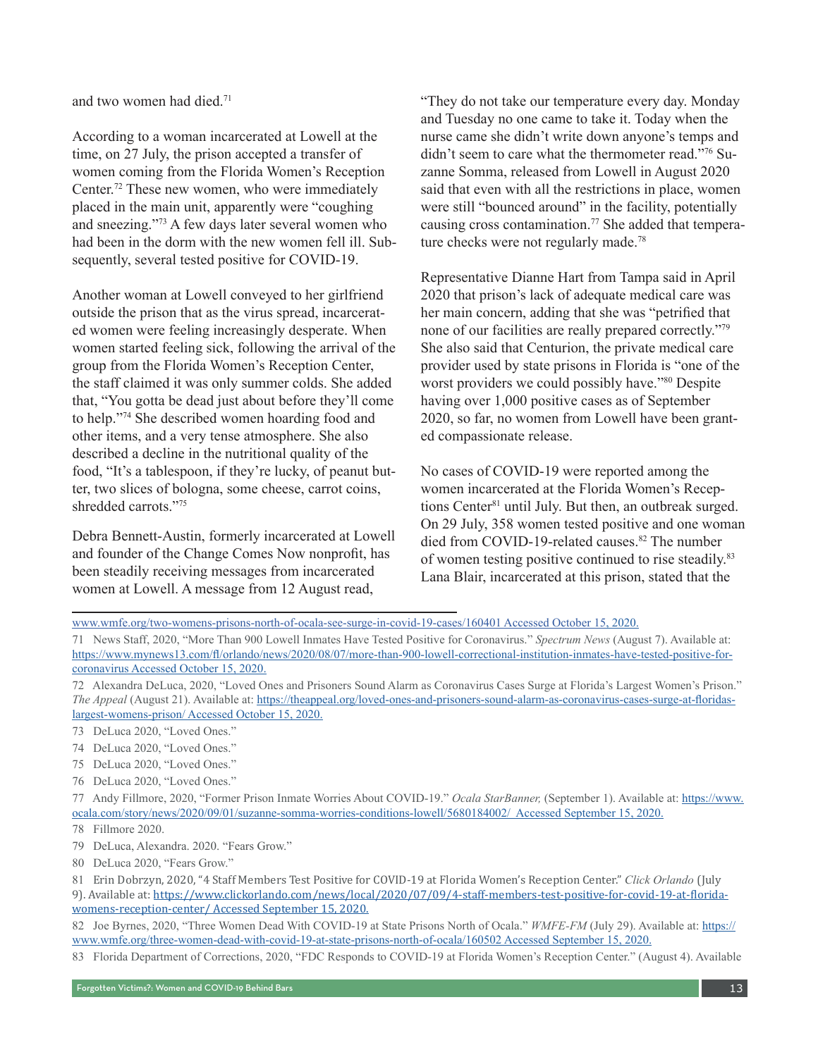and two women had died.[71]

According to a woman incarcerated at Lowell at the time, on 27 July, the prison accepted a transfer of women coming from the Florida Women's Reception Center.[72] These new women, who were immediately placed in the main unit, apparently were "coughing and sneezing."[73] A few days later several women who had been in the dorm with the new women fell ill. Subsequently, several tested positive for COVID-19.

Another woman at Lowell conveyed to her girlfriend outside the prison that as the virus spread, incarcerated women were feeling increasingly desperate. When women started feeling sick, following the arrival of the group from the Florida Women's Reception Center, the staff claimed it was only summer colds. She added that, "You gotta be dead just about before they'll come to help."[74] She described women hoarding food and other items, and a very tense atmosphere. She also described a decline in the nutritional quality of the food, "It's a tablespoon, if they're lucky, of peanut butter, two slices of bologna, some cheese, carrot coins, shredded carrots."[75]

Debra Bennett-Austin, formerly incarcerated at Lowell and founder of the Change Comes Now nonprofit, has been steadily receiving messages from incarcerated women at Lowell. A message from 12 August read, "They do not take our temperature every day. Monday and Tuesday no one came to take it. Today when the nurse came she didn't write down anyone's temps and didn't seem to care what the thermometer read."[76] Suzanne Somma, released from Lowell in August 2020 said that even with all the restrictions in place, women were still "bounced around" in the facility, potentially causing cross contamination.[77] She added that temperature checks were not regularly made.[78]

Representative Dianne Hart from Tampa said in April 2020 that prison's lack of adequate medical care was her main concern, adding that she was "petrified that none of our facilities are really prepared correctly."[79] She also said that Centurion, the private medical care provider used by state prisons in Florida is "one of the worst providers we could possibly have."[80] Despite having over 1,000 positive cases as of September 2020, so far, no women from Lowell have been granted compassionate release.

No cases of COVID-19 were reported among the women incarcerated at the Florida Women's Receptions Center[81] until July. But then, an outbreak surged. On 29 July, 358 women tested positive and one woman died from COVID-19-related causes.[82] The number of women testing positive continued to rise steadily.[83] Lana Blair, incarcerated at this prison, stated that the

---

www.wmfe.org/two-womens-prisons-north-of-ocala-see-surge-in-covid-19-cases/160401 Accessed October 15, 2020.

71 News Staff, 2020, "More Than 900 Lowell Inmates Have Tested Positive for Coronavirus." *Spectrum News* (August 7). Available at: https://www.mynews13.com/fl/orlando/news/2020/08/07/more-than-900-lowell-correctional-institution-inmates-have-tested-positive-for-coronavirus Accessed October 15, 2020.

72 Alexandra DeLuca, 2020, "Loved Ones and Prisoners Sound Alarm as Coronavirus Cases Surge at Florida's Largest Women's Prison." *The Appeal* (August 21). Available at: https://theappeal.org/loved-ones-and-prisoners-sound-alarm-as-coronavirus-cases-surge-at-floridas-largest-womens-prison/ Accessed October 15, 2020.

73 DeLuca 2020, "Loved Ones."

74 DeLuca 2020, "Loved Ones."

75 DeLuca 2020, "Loved Ones."

76 DeLuca 2020, "Loved Ones."

77 Andy Fillmore, 2020, "Former Prison Inmate Worries About COVID-19." *Ocala StarBanner,* (September 1). Available at: https://www.ocala.com/story/news/2020/09/01/suzanne-somma-worries-conditions-lowell/5680184002/ Accessed September 15, 2020.

78 Fillmore 2020.

79 DeLuca, Alexandra. 2020. "Fears Grow."

80 DeLuca 2020, "Fears Grow."

81 Erin Dobrzyn, 2020, "4 Staff Members Test Positive for COVID-19 at Florida Women's Reception Center." *Click Orlando* (July 9). Available at: https://www.clickorlando.com/news/local/2020/07/09/4-staff-members-test-positive-for-covid-19-at-florida-womens-reception-center/ Accessed September 15, 2020.

82 Joe Byrnes, 2020, "Three Women Dead With COVID-19 at State Prisons North of Ocala." *WMFE-FM* (July 29). Available at: https://www.wmfe.org/three-women-dead-with-covid-19-at-state-prisons-north-of-ocala/160502 Accessed September 15, 2020.

83 Florida Department of Corrections, 2020, "FDC Responds to COVID-19 at Florida Women's Reception Center." (August 4). Available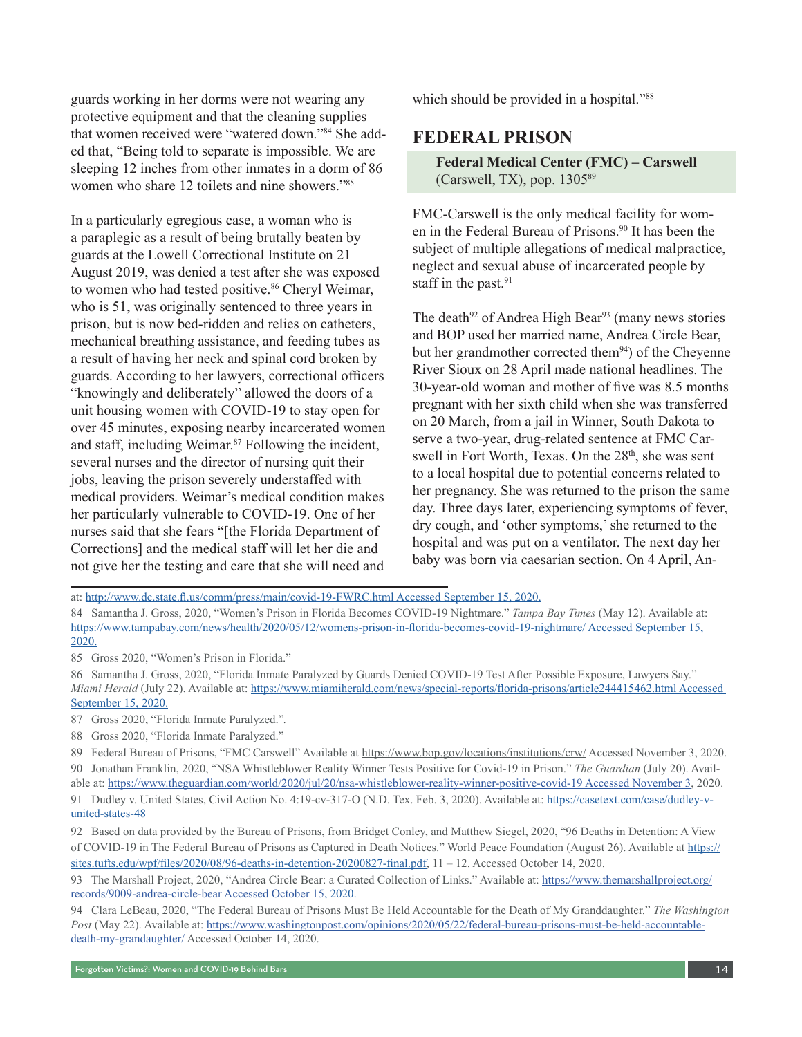guards working in her dorms were not wearing any protective equipment and that the cleaning supplies that women received were "watered down."[84] She added that, "Being told to separate is impossible. We are sleeping 12 inches from other inmates in a dorm of 86 women who share 12 toilets and nine showers."[85]

In a particularly egregious case, a woman who is a paraplegic as a result of being brutally beaten by guards at the Lowell Correctional Institute on 21 August 2019, was denied a test after she was exposed to women who had tested positive.[86] Cheryl Weimar, who is 51, was originally sentenced to three years in prison, but is now bed-ridden and relies on catheters, mechanical breathing assistance, and feeding tubes as a result of having her neck and spinal cord broken by guards. According to her lawyers, correctional officers "knowingly and deliberately" allowed the doors of a unit housing women with COVID-19 to stay open for over 45 minutes, exposing nearby incarcerated women and staff, including Weimar.[87] Following the incident, several nurses and the director of nursing quit their jobs, leaving the prison severely understaffed with medical providers. Weimar's medical condition makes her particularly vulnerable to COVID-19. One of her nurses said that she fears "[the Florida Department of Corrections] and the medical staff will let her die and not give her the testing and care that she will need and which should be provided in a hospital."[88]

## FEDERAL PRISON

**Federal Medical Center (FMC) – Carswell** (Carswell, TX), pop. 1305[89]

FMC-Carswell is the only medical facility for women in the Federal Bureau of Prisons.[90] It has been the subject of multiple allegations of medical malpractice, neglect and sexual abuse of incarcerated people by staff in the past.[91]

The death[92] of Andrea High Bear[93] (many news stories and BOP used her married name, Andrea Circle Bear, but her grandmother corrected them[94]) of the Cheyenne River Sioux on 28 April made national headlines. The 30-year-old woman and mother of five was 8.5 months pregnant with her sixth child when she was transferred on 20 March, from a jail in Winner, South Dakota to serve a two-year, drug-related sentence at FMC Carswell in Fort Worth, Texas. On the 28th, she was sent to a local hospital due to potential concerns related to her pregnancy. She was returned to the prison the same day. Three days later, experiencing symptoms of fever, dry cough, and 'other symptoms,' she returned to the hospital and was put on a ventilator. The next day her baby was born via caesarian section. On 4 April, An-

---

at: http://www.dc.state.fl.us/comm/press/main/covid-19-FWRC.html Accessed September 15, 2020.

84 Samantha J. Gross, 2020, "Women's Prison in Florida Becomes COVID-19 Nightmare." *Tampa Bay Times* (May 12). Available at: https://www.tampabay.com/news/health/2020/05/12/womens-prison-in-florida-becomes-covid-19-nightmare/ Accessed September 15, 2020.

85 Gross 2020, "Women's Prison in Florida."

86 Samantha J. Gross, 2020, "Florida Inmate Paralyzed by Guards Denied COVID-19 Test After Possible Exposure, Lawyers Say." *Miami Herald* (July 22). Available at: https://www.miamiherald.com/news/special-reports/florida-prisons/article244415462.html Accessed September 15, 2020.

87 Gross 2020, "Florida Inmate Paralyzed.".

88 Gross 2020, "Florida Inmate Paralyzed."

89 Federal Bureau of Prisons, "FMC Carswell" Available at https://www.bop.gov/locations/institutions/crw/ Accessed November 3, 2020.

90 Jonathan Franklin, 2020, "NSA Whistleblower Reality Winner Tests Positive for Covid-19 in Prison." *The Guardian* (July 20). Available at: https://www.theguardian.com/world/2020/jul/20/nsa-whistleblower-reality-winner-positive-covid-19 Accessed November 3, 2020.

91 Dudley v. United States, Civil Action No. 4:19-cv-317-O (N.D. Tex. Feb. 3, 2020). Available at: https://casetext.com/case/dudley-v-united-states-48

92 Based on data provided by the Bureau of Prisons, from Bridget Conley, and Matthew Siegel, 2020, "96 Deaths in Detention: A View of COVID-19 in The Federal Bureau of Prisons as Captured in Death Notices." World Peace Foundation (August 26). Available at https://sites.tufts.edu/wpf/files/2020/08/96-deaths-in-detention-20200827-final.pdf, 11 – 12. Accessed October 14, 2020.

93 The Marshall Project, 2020, "Andrea Circle Bear: a Curated Collection of Links." Available at: https://www.themarshallproject.org/records/9009-andrea-circle-bear Accessed October 15, 2020.

94 Clara LeBeau, 2020, "The Federal Bureau of Prisons Must Be Held Accountable for the Death of My Granddaughter." *The Washington Post* (May 22). Available at: https://www.washingtonpost.com/opinions/2020/05/22/federal-bureau-prisons-must-be-held-accountable-death-my-grandaughter/ Accessed October 14, 2020.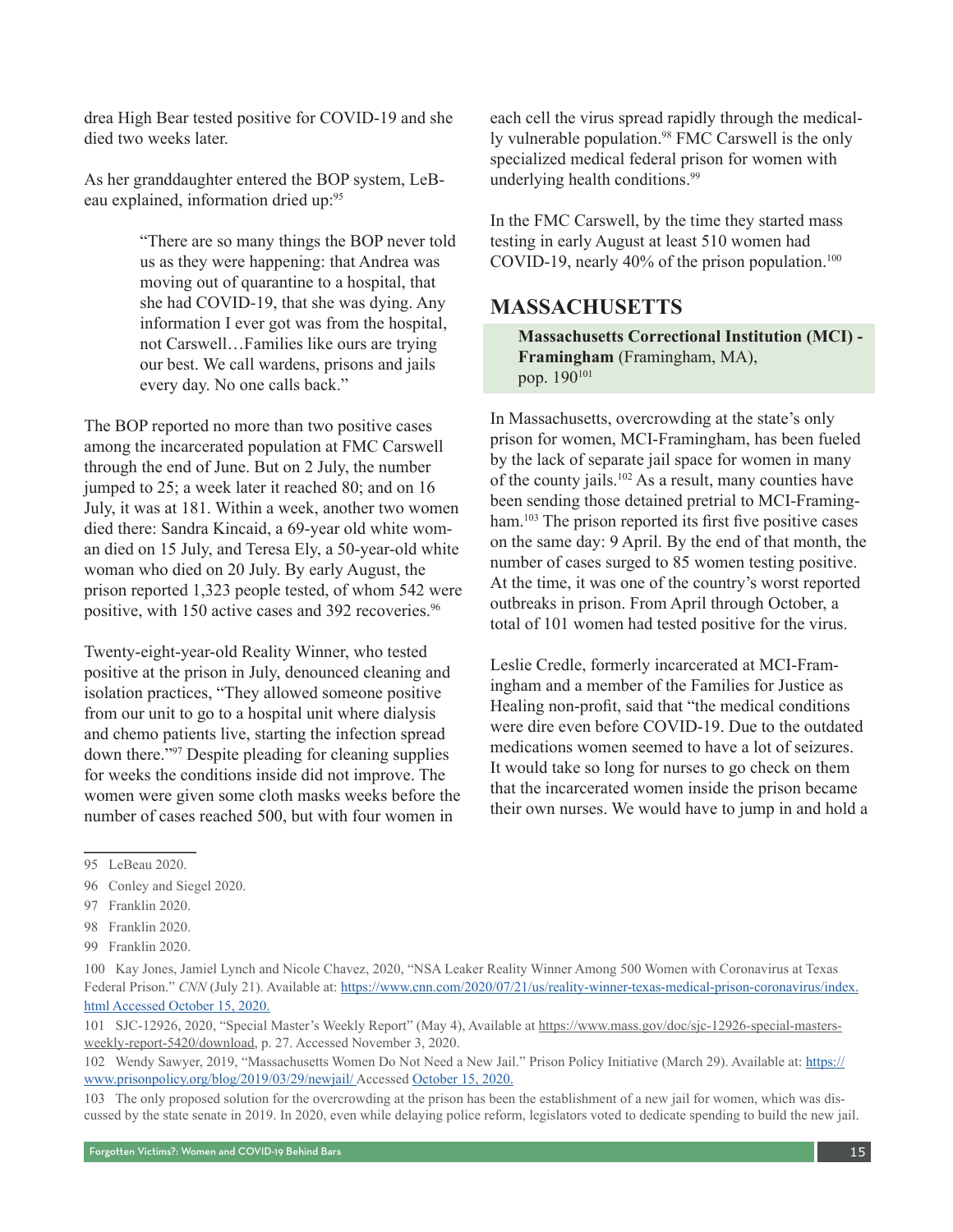drea High Bear tested positive for COVID-19 and she died two weeks later.

As her granddaughter entered the BOP system, LeBeau explained, information dried up:[95]

> "There are so many things the BOP never told us as they were happening: that Andrea was moving out of quarantine to a hospital, that she had COVID-19, that she was dying. Any information I ever got was from the hospital, not Carswell…Families like ours are trying our best. We call wardens, prisons and jails every day. No one calls back."

The BOP reported no more than two positive cases among the incarcerated population at FMC Carswell through the end of June. But on 2 July, the number jumped to 25; a week later it reached 80; and on 16 July, it was at 181. Within a week, another two women died there: Sandra Kincaid, a 69-year old white woman died on 15 July, and Teresa Ely, a 50-year-old white woman who died on 20 July. By early August, the prison reported 1,323 people tested, of whom 542 were positive, with 150 active cases and 392 recoveries.[96]

Twenty-eight-year-old Reality Winner, who tested positive at the prison in July, denounced cleaning and isolation practices, "They allowed someone positive from our unit to go to a hospital unit where dialysis and chemo patients live, starting the infection spread down there."[97] Despite pleading for cleaning supplies for weeks the conditions inside did not improve. The women were given some cloth masks weeks before the number of cases reached 500, but with four women in each cell the virus spread rapidly through the medically vulnerable population.[98] FMC Carswell is the only specialized medical federal prison for women with underlying health conditions.[99]

In the FMC Carswell, by the time they started mass testing in early August at least 510 women had COVID-19, nearly 40% of the prison population.[100]

## MASSACHUSETTS

**Massachusetts Correctional Institution (MCI) - Framingham** (Framingham, MA), pop. 190[101]

In Massachusetts, overcrowding at the state's only prison for women, MCI-Framingham, has been fueled by the lack of separate jail space for women in many of the county jails.[102] As a result, many counties have been sending those detained pretrial to MCI-Framingham.[103] The prison reported its first five positive cases on the same day: 9 April. By the end of that month, the number of cases surged to 85 women testing positive. At the time, it was one of the country's worst reported outbreaks in prison. From April through October, a total of 101 women had tested positive for the virus.

Leslie Credle, formerly incarcerated at MCI-Framingham and a member of the Families for Justice as Healing non-profit, said that "the medical conditions were dire even before COVID-19. Due to the outdated medications women seemed to have a lot of seizures. It would take so long for nurses to go check on them that the incarcerated women inside the prison became their own nurses. We would have to jump in and hold a

---

95 LeBeau 2020.

96 Conley and Siegel 2020.

97 Franklin 2020.

98 Franklin 2020.

99 Franklin 2020.

100 Kay Jones, Jamiel Lynch and Nicole Chavez, 2020, "NSA Leaker Reality Winner Among 500 Women with Coronavirus at Texas Federal Prison." *CNN* (July 21). Available at: https://www.cnn.com/2020/07/21/us/reality-winner-texas-medical-prison-coronavirus/index.html Accessed October 15, 2020.

101 SJC-12926, 2020, "Special Master's Weekly Report" (May 4), Available at https://www.mass.gov/doc/sjc-12926-special-masters-weekly-report-5420/download, p. 27. Accessed November 3, 2020.

102 Wendy Sawyer, 2019, "Massachusetts Women Do Not Need a New Jail." Prison Policy Initiative (March 29). Available at: https://www.prisonpolicy.org/blog/2019/03/29/newjail/ Accessed October 15, 2020.

103 The only proposed solution for the overcrowding at the prison has been the establishment of a new jail for women, which was discussed by the state senate in 2019. In 2020, even while delaying police reform, legislators voted to dedicate spending to build the new jail.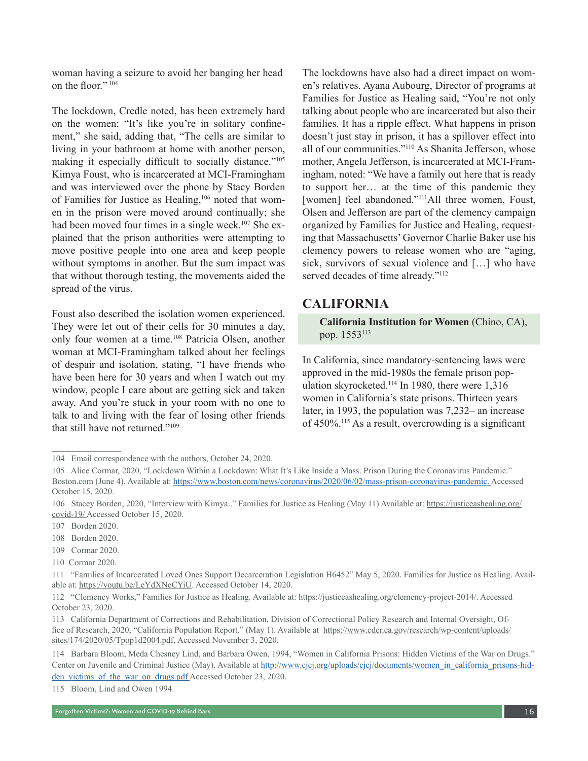woman having a seizure to avoid her banging her head on the floor."[104]

The lockdown, Credle noted, has been extremely hard on the women: "It's like you're in solitary confinement," she said, adding that, "The cells are similar to living in your bathroom at home with another person, making it especially difficult to socially distance."[105] Kimya Foust, who is incarcerated at MCI-Framingham and was interviewed over the phone by Stacy Borden of Families for Justice as Healing,[106] noted that women in the prison were moved around continually; she had been moved four times in a single week.[107] She explained that the prison authorities were attempting to move positive people into one area and keep people without symptoms in another. But the sum impact was that without thorough testing, the movements aided the spread of the virus.

Foust also described the isolation women experienced. They were let out of their cells for 30 minutes a day, only four women at a time.[108] Patricia Olsen, another woman at MCI-Framingham talked about her feelings of despair and isolation, stating, "I have friends who have been here for 30 years and when I watch out my window, people I care about are getting sick and taken away. And you're stuck in your room with no one to talk to and living with the fear of losing other friends that still have not returned."[109]

The lockdowns have also had a direct impact on women's relatives. Ayana Aubourg, Director of programs at Families for Justice as Healing said, "You're not only talking about people who are incarcerated but also their families. It has a ripple effect. What happens in prison doesn't just stay in prison, it has a spillover effect into all of our communities."[110] As Shanita Jefferson, whose mother, Angela Jefferson, is incarcerated at MCI-Framingham, noted: "We have a family out here that is ready to support her… at the time of this pandemic they [women] feel abandoned."[111] All three women, Foust, Olsen and Jefferson are part of the clemency campaign organized by Families for Justice and Healing, requesting that Massachusetts' Governor Charlie Baker use his clemency powers to release women who are "aging, sick, survivors of sexual violence and […] who have served decades of time already."[112]

## CALIFORNIA

**California Institution for Women** (Chino, CA), pop. 1553[113]

In California, since mandatory-sentencing laws were approved in the mid-1980s the female prison population skyrocketed.[114] In 1980, there were 1,316 women in California's state prisons. Thirteen years later, in 1993, the population was 7,232– an increase of 450%.[115] As a result, overcrowding is a significant

---

104 Email correspondence with the authors, October 24, 2020.

105 Alice Cormar, 2020, "Lockdown Within a Lockdown: What It's Like Inside a Mass. Prison During the Coronavirus Pandemic." Boston.com (June 4). Available at: https://www.boston.com/news/coronavirus/2020/06/02/mass-prison-coronavirus-pandemic. Accessed October 15, 2020.

106 Stacey Borden, 2020, "Interview with Kimya.." Families for Justice as Healing (May 11) Available at: https://justiceashealing.org/covid-19/ Accessed October 15, 2020.

107 Borden 2020.

108 Borden 2020.

109 Cormar 2020.

110 Cormar 2020.

111 "Families of Incarcerated Loved Ones Support Decarceration Legislation H6452" May 5, 2020. Families for Justice as Healing. Available at: https://youtu.be/LeYdXNeCYiU. Accessed October 14, 2020.

112 "Clemency Works," Families for Justice as Healing. Available at: https://justiceashealing.org/clemency-project-2014/. Accessed October 23, 2020.

113 California Department of Corrections and Rehabilitation, Division of Correctional Policy Research and Internal Oversight, Office of Research, 2020, "California Population Report." (May 1). Available at https://www.cdcr.ca.gov/research/wp-content/uploads/sites/174/2020/05/Tpop1d2004.pdf, Accessed November 3, 2020.

114 Barbara Bloom, Meda Chesney Lind, and Barbara Owen, 1994, "Women in California Prisons: Hidden Victims of the War on Drugs." Center on Juvenile and Criminal Justice (May). Available at http://www.cjcj.org/uploads/cjcj/documents/women_in_california_prisons-hidden_victims_of_the_war_on_drugs.pdf Accessed October 23, 2020.

115 Bloom, Lind and Owen 1994.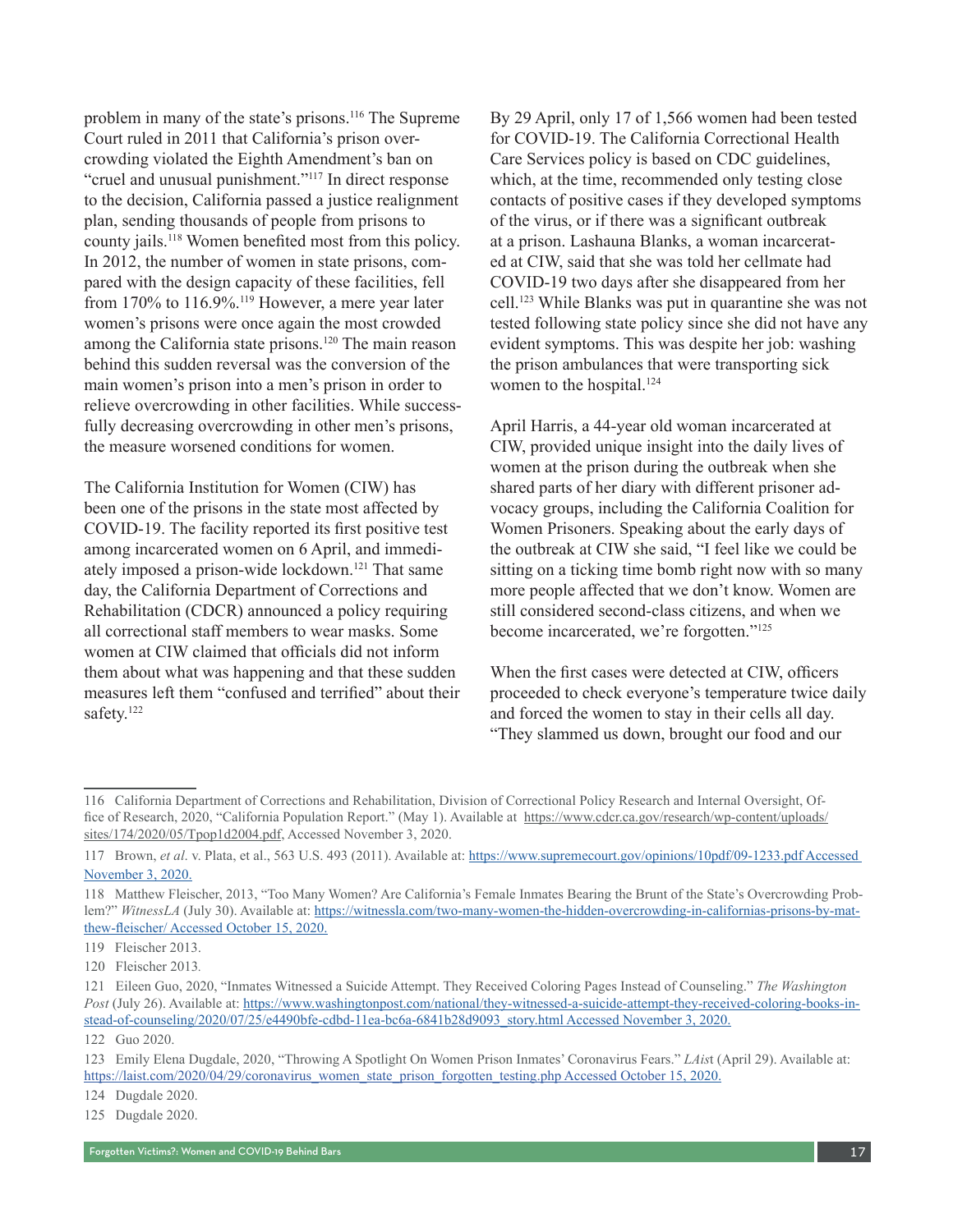problem in many of the state's prisons.[116] The Supreme Court ruled in 2011 that California's prison overcrowding violated the Eighth Amendment's ban on "cruel and unusual punishment."[117] In direct response to the decision, California passed a justice realignment plan, sending thousands of people from prisons to county jails.[118] Women benefited most from this policy. In 2012, the number of women in state prisons, compared with the design capacity of these facilities, fell from 170% to 116.9%.[119] However, a mere year later women's prisons were once again the most crowded among the California state prisons.[120] The main reason behind this sudden reversal was the conversion of the main women's prison into a men's prison in order to relieve overcrowding in other facilities. While successfully decreasing overcrowding in other men's prisons, the measure worsened conditions for women.

The California Institution for Women (CIW) has been one of the prisons in the state most affected by COVID-19. The facility reported its first positive test among incarcerated women on 6 April, and immediately imposed a prison-wide lockdown.[121] That same day, the California Department of Corrections and Rehabilitation (CDCR) announced a policy requiring all correctional staff members to wear masks. Some women at CIW claimed that officials did not inform them about what was happening and that these sudden measures left them "confused and terrified" about their safety.[122]

By 29 April, only 17 of 1,566 women had been tested for COVID-19. The California Correctional Health Care Services policy is based on CDC guidelines, which, at the time, recommended only testing close contacts of positive cases if they developed symptoms of the virus, or if there was a significant outbreak at a prison. Lashauna Blanks, a woman incarcerated at CIW, said that she was told her cellmate had COVID-19 two days after she disappeared from her cell.[123] While Blanks was put in quarantine she was not tested following state policy since she did not have any evident symptoms. This was despite her job: washing the prison ambulances that were transporting sick women to the hospital.[124]

April Harris, a 44-year old woman incarcerated at CIW, provided unique insight into the daily lives of women at the prison during the outbreak when she shared parts of her diary with different prisoner advocacy groups, including the California Coalition for Women Prisoners. Speaking about the early days of the outbreak at CIW she said, "I feel like we could be sitting on a ticking time bomb right now with so many more people affected that we don't know. Women are still considered second-class citizens, and when we become incarcerated, we're forgotten."[125]

When the first cases were detected at CIW, officers proceeded to check everyone's temperature twice daily and forced the women to stay in their cells all day. "They slammed us down, brought our food and our

---

116 California Department of Corrections and Rehabilitation, Division of Correctional Policy Research and Internal Oversight, Office of Research, 2020, "California Population Report." (May 1). Available at https://www.cdcr.ca.gov/research/wp-content/uploads/sites/174/2020/05/Tpop1d2004.pdf, Accessed November 3, 2020.

117 Brown, *et al*. v. Plata, et al., 563 U.S. 493 (2011). Available at: https://www.supremecourt.gov/opinions/10pdf/09-1233.pdf Accessed November 3, 2020.

118 Matthew Fleischer, 2013, "Too Many Women? Are California's Female Inmates Bearing the Brunt of the State's Overcrowding Problem?" *WitnessLA* (July 30). Available at: https://witnessla.com/two-many-women-the-hidden-overcrowding-in-californias-prisons-by-matthew-fleischer/ Accessed October 15, 2020.

119 Fleischer 2013.

120 Fleischer 2013.

121 Eileen Guo, 2020, "Inmates Witnessed a Suicide Attempt. They Received Coloring Pages Instead of Counseling." *The Washington Post* (July 26). Available at: https://www.washingtonpost.com/national/they-witnessed-a-suicide-attempt-they-received-coloring-books-instead-of-counseling/2020/07/25/e4490bfe-cdbd-11ea-bc6a-6841b28d9093_story.html Accessed November 3, 2020.

122 Guo 2020.

123 Emily Elena Dugdale, 2020, "Throwing A Spotlight On Women Prison Inmates' Coronavirus Fears." *LAist* (April 29). Available at: https://laist.com/2020/04/29/coronavirus_women_state_prison_forgotten_testing.php Accessed October 15, 2020.

124 Dugdale 2020.

125 Dugdale 2020.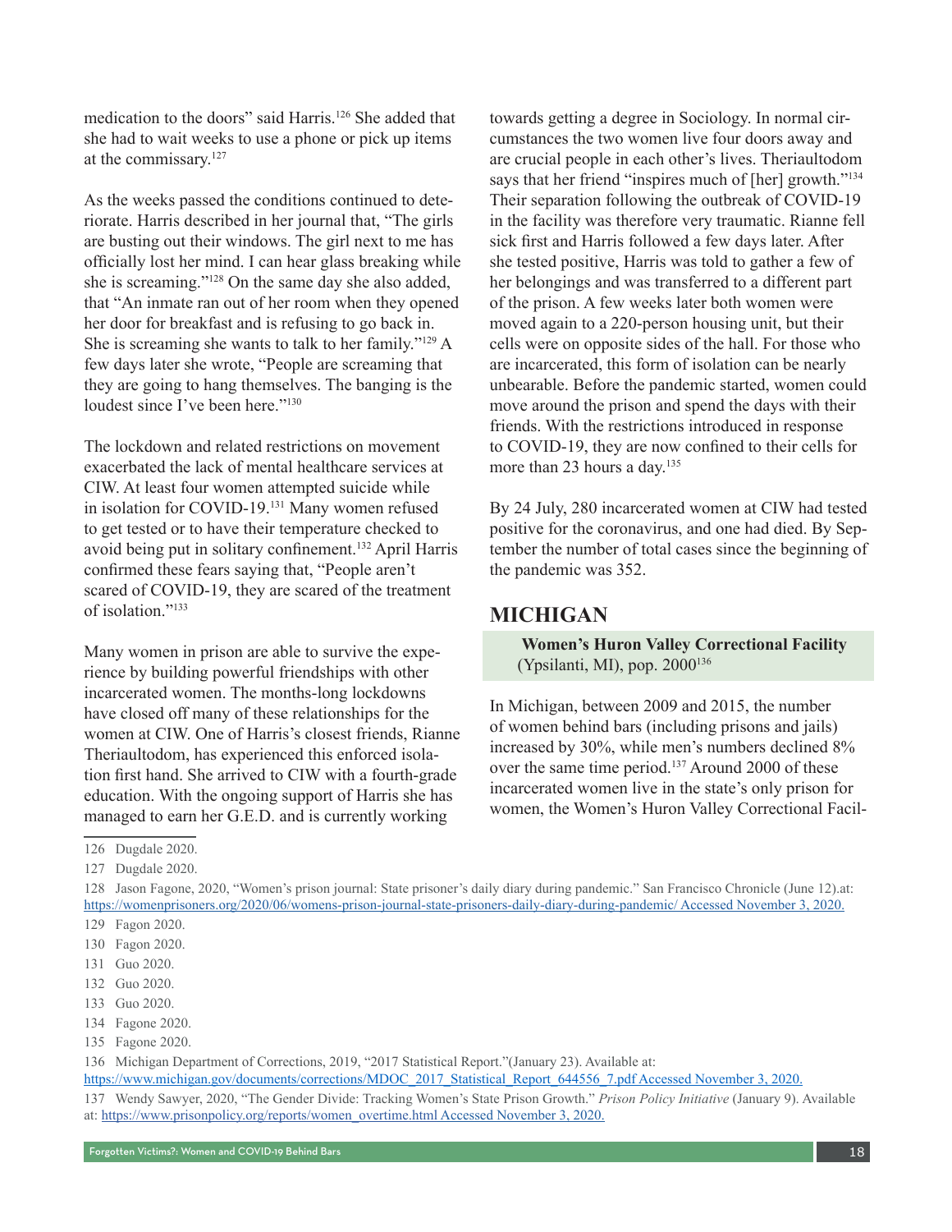medication to the doors" said Harris.[126] She added that she had to wait weeks to use a phone or pick up items at the commissary.[127]

As the weeks passed the conditions continued to deteriorate. Harris described in her journal that, "The girls are busting out their windows. The girl next to me has officially lost her mind. I can hear glass breaking while she is screaming."[128] On the same day she also added, that "An inmate ran out of her room when they opened her door for breakfast and is refusing to go back in. She is screaming she wants to talk to her family."[129] A few days later she wrote, "People are screaming that they are going to hang themselves. The banging is the loudest since I've been here."[130]

The lockdown and related restrictions on movement exacerbated the lack of mental healthcare services at CIW. At least four women attempted suicide while in isolation for COVID-19.[131] Many women refused to get tested or to have their temperature checked to avoid being put in solitary confinement.[132] April Harris confirmed these fears saying that, "People aren't scared of COVID-19, they are scared of the treatment of isolation."[133]

Many women in prison are able to survive the experience by building powerful friendships with other incarcerated women. The months-long lockdowns have closed off many of these relationships for the women at CIW. One of Harris's closest friends, Rianne Theriaultodom, has experienced this enforced isolation first hand. She arrived to CIW with a fourth-grade education. With the ongoing support of Harris she has managed to earn her G.E.D. and is currently working towards getting a degree in Sociology. In normal circumstances the two women live four doors away and are crucial people in each other's lives. Theriaultodom says that her friend "inspires much of [her] growth."[134] Their separation following the outbreak of COVID-19 in the facility was therefore very traumatic. Rianne fell sick first and Harris followed a few days later. After she tested positive, Harris was told to gather a few of her belongings and was transferred to a different part of the prison. A few weeks later both women were moved again to a 220-person housing unit, but their cells were on opposite sides of the hall. For those who are incarcerated, this form of isolation can be nearly unbearable. Before the pandemic started, women could move around the prison and spend the days with their friends. With the restrictions introduced in response to COVID-19, they are now confined to their cells for more than 23 hours a day.[135]

By 24 July, 280 incarcerated women at CIW had tested positive for the coronavirus, and one had died. By September the number of total cases since the beginning of the pandemic was 352.

## MICHIGAN

**Women's Huron Valley Correctional Facility** (Ypsilanti, MI), pop. 2000[136]

In Michigan, between 2009 and 2015, the number of women behind bars (including prisons and jails) increased by 30%, while men's numbers declined 8% over the same time period.[137] Around 2000 of these incarcerated women live in the state's only prison for women, the Women's Huron Valley Correctional Facil-

---

126 Dugdale 2020.

127 Dugdale 2020.

128 Jason Fagone, 2020, "Women's prison journal: State prisoner's daily diary during pandemic." San Francisco Chronicle (June 12).at: https://womenprisoners.org/2020/06/womens-prison-journal-state-prisoners-daily-diary-during-pandemic/ Accessed November 3, 2020.

129 Fagon 2020.

130 Fagon 2020.

131 Guo 2020.

132 Guo 2020.

133 Guo 2020.

134 Fagone 2020.

135 Fagone 2020.

136 Michigan Department of Corrections, 2019, "2017 Statistical Report."(January 23). Available at: https://www.michigan.gov/documents/corrections/MDOC_2017_Statistical_Report_644556_7.pdf Accessed November 3, 2020.

137 Wendy Sawyer, 2020, "The Gender Divide: Tracking Women's State Prison Growth." *Prison Policy Initiative* (January 9). Available at: https://www.prisonpolicy.org/reports/women_overtime.html Accessed November 3, 2020.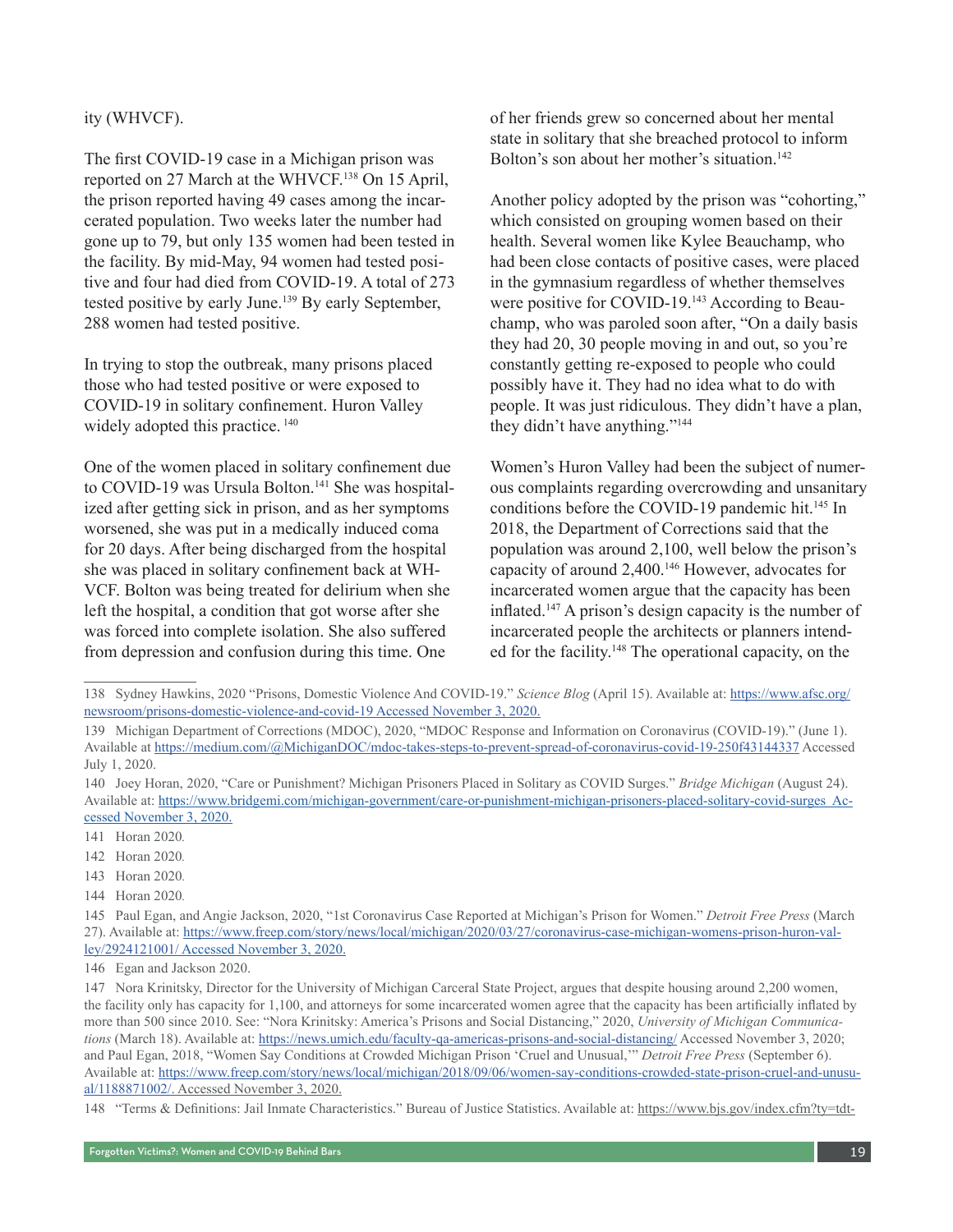ity (WHVCF).

The first COVID-19 case in a Michigan prison was reported on 27 March at the WHVCF.[138] On 15 April, the prison reported having 49 cases among the incarcerated population. Two weeks later the number had gone up to 79, but only 135 women had been tested in the facility. By mid-May, 94 women had tested positive and four had died from COVID-19. A total of 273 tested positive by early June.[139] By early September, 288 women had tested positive.

In trying to stop the outbreak, many prisons placed those who had tested positive or were exposed to COVID-19 in solitary confinement. Huron Valley widely adopted this practice. [140]

One of the women placed in solitary confinement due to COVID-19 was Ursula Bolton.[141] She was hospitalized after getting sick in prison, and as her symptoms worsened, she was put in a medically induced coma for 20 days. After being discharged from the hospital she was placed in solitary confinement back at WHVCF. Bolton was being treated for delirium when she left the hospital, a condition that got worse after she was forced into complete isolation. She also suffered from depression and confusion during this time. One of her friends grew so concerned about her mental state in solitary that she breached protocol to inform Bolton's son about her mother's situation.[142]

Another policy adopted by the prison was "cohorting," which consisted on grouping women based on their health. Several women like Kylee Beauchamp, who had been close contacts of positive cases, were placed in the gymnasium regardless of whether themselves were positive for COVID-19.[143] According to Beauchamp, who was paroled soon after, "On a daily basis they had 20, 30 people moving in and out, so you're constantly getting re-exposed to people who could possibly have it. They had no idea what to do with people. It was just ridiculous. They didn't have a plan, they didn't have anything."[144]

Women's Huron Valley had been the subject of numerous complaints regarding overcrowding and unsanitary conditions before the COVID-19 pandemic hit.[145] In 2018, the Department of Corrections said that the population was around 2,100, well below the prison's capacity of around 2,400.[146] However, advocates for incarcerated women argue that the capacity has been inflated.[147] A prison's design capacity is the number of incarcerated people the architects or planners intended for the facility.[148] The operational capacity, on the

---

138 Sydney Hawkins, 2020 "Prisons, Domestic Violence And COVID-19." *Science Blog* (April 15). Available at: https://www.afsc.org/newsroom/prisons-domestic-violence-and-covid-19 Accessed November 3, 2020.

139 Michigan Department of Corrections (MDOC), 2020, "MDOC Response and Information on Coronavirus (COVID-19)." (June 1). Available at https://medium.com/@MichiganDOC/mdoc-takes-steps-to-prevent-spread-of-coronavirus-covid-19-250f43144337 Accessed July 1, 2020.

140 Joey Horan, 2020, "Care or Punishment? Michigan Prisoners Placed in Solitary as COVID Surges." *Bridge Michigan* (August 24). Available at: https://www.bridgemi.com/michigan-government/care-or-punishment-michigan-prisoners-placed-solitary-covid-surges Accessed November 3, 2020.

141 Horan 2020.

142 Horan 2020.

143 Horan 2020.

144 Horan 2020.

145 Paul Egan, and Angie Jackson, 2020, "1st Coronavirus Case Reported at Michigan's Prison for Women." *Detroit Free Press* (March 27). Available at: https://www.freep.com/story/news/local/michigan/2020/03/27/coronavirus-case-michigan-womens-prison-huron-valley/2924121001/ Accessed November 3, 2020.

146 Egan and Jackson 2020.

147 Nora Krinitsky, Director for the University of Michigan Carceral State Project, argues that despite housing around 2,200 women, the facility only has capacity for 1,100, and attorneys for some incarcerated women agree that the capacity has been artificially inflated by more than 500 since 2010. See: "Nora Krinitsky: America's Prisons and Social Distancing," 2020, *University of Michigan Communications* (March 18). Available at: https://news.umich.edu/faculty-qa-americas-prisons-and-social-distancing/ Accessed November 3, 2020; and Paul Egan, 2018, "Women Say Conditions at Crowded Michigan Prison 'Cruel and Unusual,'" *Detroit Free Press* (September 6). Available at: https://www.freep.com/story/news/local/michigan/2018/09/06/women-say-conditions-crowded-state-prison-cruel-and-unusual/1188871002/. Accessed November 3, 2020.

148 "Terms & Definitions: Jail Inmate Characteristics." Bureau of Justice Statistics. Available at: https://www.bjs.gov/index.cfm?ty=tdt-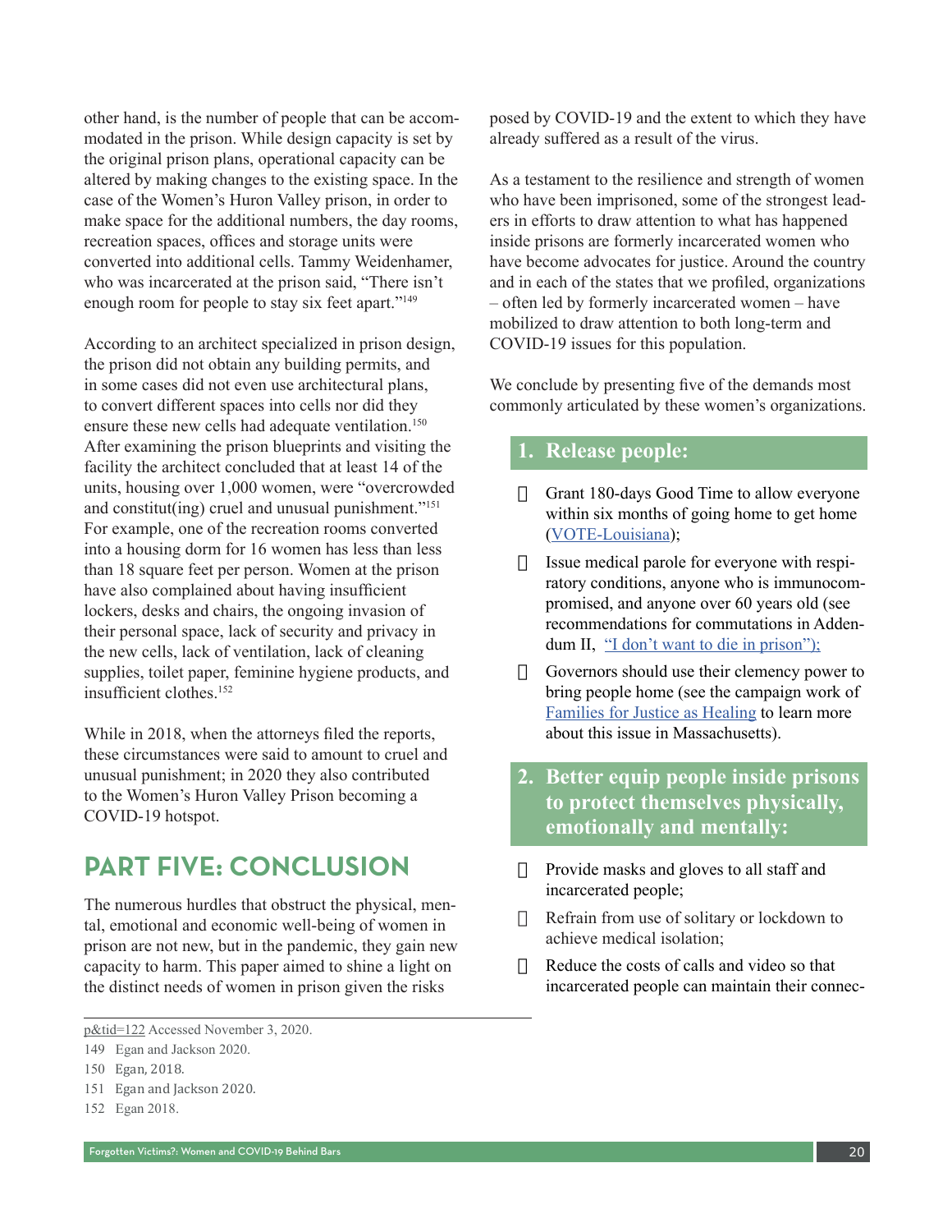other hand, is the number of people that can be accommodated in the prison. While design capacity is set by the original prison plans, operational capacity can be altered by making changes to the existing space. In the case of the Women's Huron Valley prison, in order to make space for the additional numbers, the day rooms, recreation spaces, offices and storage units were converted into additional cells. Tammy Weidenhamer, who was incarcerated at the prison said, "There isn't enough room for people to stay six feet apart."[149]

According to an architect specialized in prison design, the prison did not obtain any building permits, and in some cases did not even use architectural plans, to convert different spaces into cells nor did they ensure these new cells had adequate ventilation.[150] After examining the prison blueprints and visiting the facility the architect concluded that at least 14 of the units, housing over 1,000 women, were "overcrowded and constitut(ing) cruel and unusual punishment."[151] For example, one of the recreation rooms converted into a housing dorm for 16 women has less than less than 18 square feet per person. Women at the prison have also complained about having insufficient lockers, desks and chairs, the ongoing invasion of their personal space, lack of security and privacy in the new cells, lack of ventilation, lack of cleaning supplies, toilet paper, feminine hygiene products, and insufficient clothes.[152]

While in 2018, when the attorneys filed the reports, these circumstances were said to amount to cruel and unusual punishment; in 2020 they also contributed to the Women's Huron Valley Prison becoming a COVID-19 hotspot.

## PART FIVE: CONCLUSION

The numerous hurdles that obstruct the physical, mental, emotional and economic well-being of women in prison are not new, but in the pandemic, they gain new capacity to harm. This paper aimed to shine a light on the distinct needs of women in prison given the risks posed by COVID-19 and the extent to which they have already suffered as a result of the virus.

As a testament to the resilience and strength of women who have been imprisoned, some of the strongest leaders in efforts to draw attention to what has happened inside prisons are formerly incarcerated women who have become advocates for justice. Around the country and in each of the states that we profiled, organizations – often led by formerly incarcerated women – have mobilized to draw attention to both long-term and COVID-19 issues for this population.

We conclude by presenting five of the demands most commonly articulated by these women's organizations.

### 1. Release people:

- Grant 180-days Good Time to allow everyone within six months of going home to get home (VOTE-Louisiana);
- Issue medical parole for everyone with respiratory conditions, anyone who is immunocompromised, and anyone over 60 years old (see recommendations for commutations in Addendum II, "I don't want to die in prison");
- Governors should use their clemency power to bring people home (see the campaign work of Families for Justice as Healing to learn more about this issue in Massachusetts).

### 2. Better equip people inside prisons to protect themselves physically, emotionally and mentally:

- Provide masks and gloves to all staff and incarcerated people;
- Refrain from use of solitary or lockdown to achieve medical isolation;
- Reduce the costs of calls and video so that incarcerated people can maintain their connec-

---

p&tid=122 Accessed November 3, 2020.

149 Egan and Jackson 2020.

150 Egan, 2018.

151 Egan and Jackson 2020.

152 Egan 2018.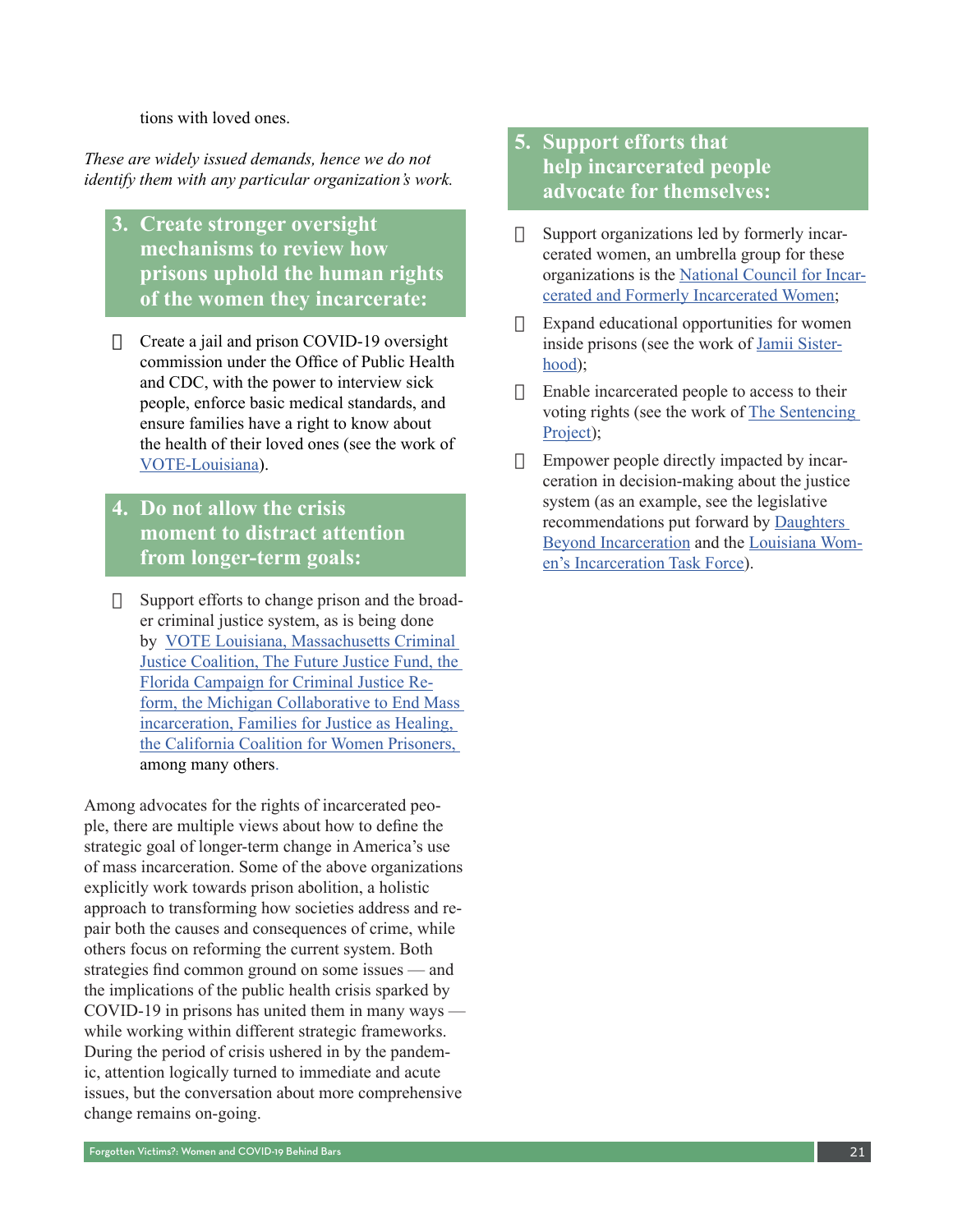tions with loved ones.

*These are widely issued demands, hence we do not identify them with any particular organization's work.*

### 3. Create stronger oversight mechanisms to review how prisons uphold the human rights of the women they incarcerate:

- Create a jail and prison COVID-19 oversight commission under the Office of Public Health and CDC, with the power to interview sick people, enforce basic medical standards, and ensure families have a right to know about the health of their loved ones (see the work of VOTE-Louisiana).

### 4. Do not allow the crisis moment to distract attention from longer-term goals:

- Support efforts to change prison and the broader criminal justice system, as is being done by VOTE Louisiana, Massachusetts Criminal Justice Coalition, The Future Justice Fund, the Florida Campaign for Criminal Justice Reform, the Michigan Collaborative to End Mass incarceration, Families for Justice as Healing, the California Coalition for Women Prisoners, among many others.

Among advocates for the rights of incarcerated people, there are multiple views about how to define the strategic goal of longer-term change in America's use of mass incarceration. Some of the above organizations explicitly work towards prison abolition, a holistic approach to transforming how societies address and repair both the causes and consequences of crime, while others focus on reforming the current system. Both strategies find common ground on some issues — and the implications of the public health crisis sparked by COVID-19 in prisons has united them in many ways — while working within different strategic frameworks. During the period of crisis ushered in by the pandemic, attention logically turned to immediate and acute issues, but the conversation about more comprehensive change remains on-going.

### 5. Support efforts that help incarcerated people advocate for themselves:

- Support organizations led by formerly incarcerated women, an umbrella group for these organizations is the National Council for Incarcerated and Formerly Incarcerated Women;
- Expand educational opportunities for women inside prisons (see the work of Jamii Sisterhood);
- Enable incarcerated people to access to their voting rights (see the work of The Sentencing Project);
- Empower people directly impacted by incarceration in decision-making about the justice system (as an example, see the legislative recommendations put forward by Daughters Beyond Incarceration and the Louisiana Women's Incarceration Task Force).